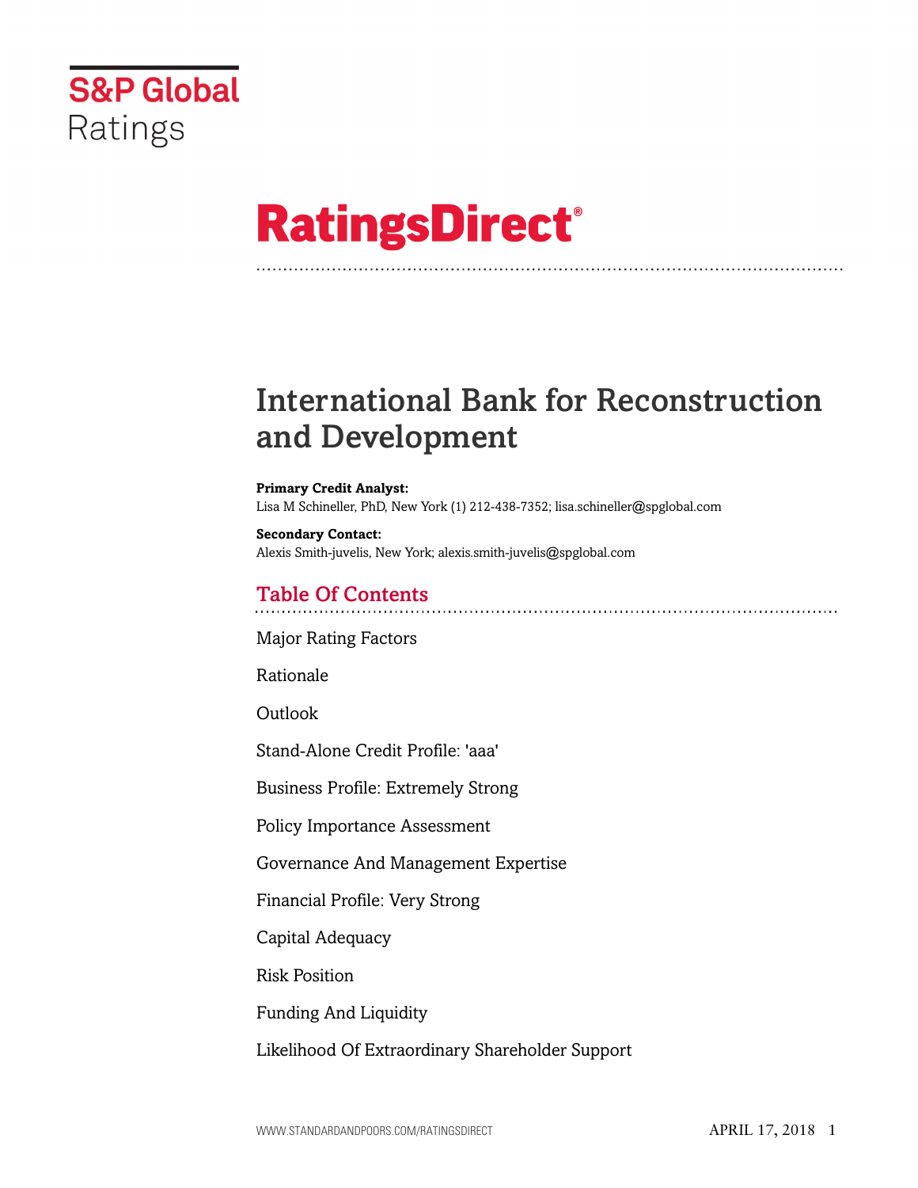S&P Global Ratings

# RatingsDirect®

## International Bank for Reconstruction and Development

**Primary Credit Analyst:**
Lisa M Schineller, PhD, New York (1) 212-438-7352; lisa.schineller@spglobal.com

**Secondary Contact:**
Alexis Smith-juvelis, New York; alexis.smith-juvelis@spglobal.com

## Table Of Contents

Major Rating Factors

Rationale

Outlook

Stand-Alone Credit Profile: 'aaa'

Business Profile: Extremely Strong

Policy Importance Assessment

Governance And Management Expertise

Financial Profile: Very Strong

Capital Adequacy

Risk Position

Funding And Liquidity

Likelihood Of Extraordinary Shareholder Support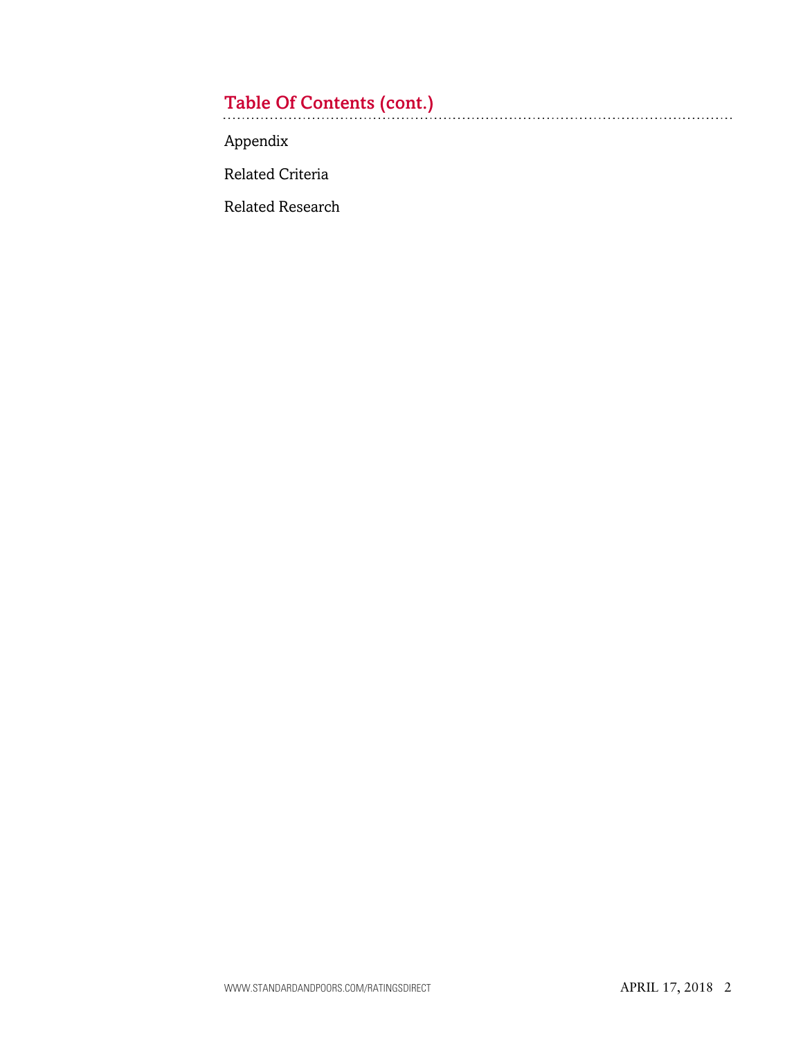## Table Of Contents (cont.)

Appendix

Related Criteria

Related Research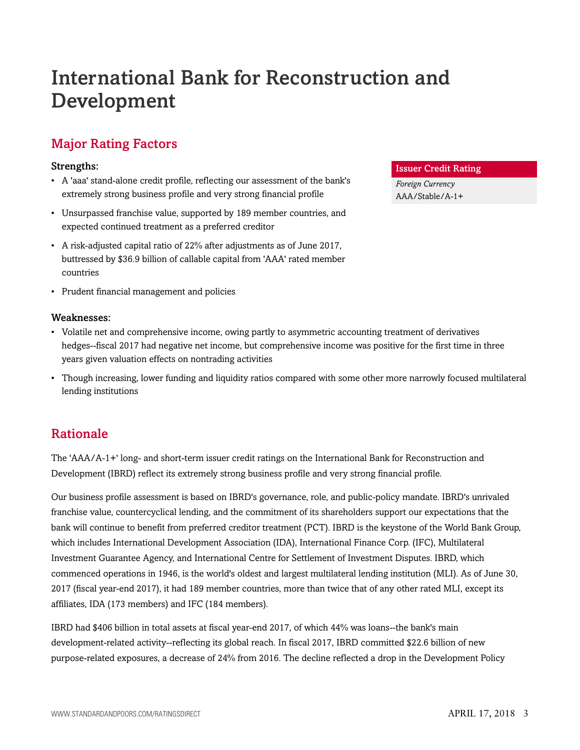# International Bank for Reconstruction and Development

## Major Rating Factors

| Issuer Credit Rating |
| --- |
| *Foreign Currency* |
| AAA/Stable/A-1+ |

### Strengths:

- A 'aaa' stand-alone credit profile, reflecting our assessment of the bank's extremely strong business profile and very strong financial profile
- Unsurpassed franchise value, supported by 189 member countries, and expected continued treatment as a preferred creditor
- A risk-adjusted capital ratio of 22% after adjustments as of June 2017, buttressed by $36.9 billion of callable capital from 'AAA' rated member countries
- Prudent financial management and policies

### Weaknesses:

- Volatile net and comprehensive income, owing partly to asymmetric accounting treatment of derivatives hedges--fiscal 2017 had negative net income, but comprehensive income was positive for the first time in three years given valuation effects on nontrading activities
- Though increasing, lower funding and liquidity ratios compared with some other more narrowly focused multilateral lending institutions

## Rationale

The 'AAA/A-1+' long- and short-term issuer credit ratings on the International Bank for Reconstruction and Development (IBRD) reflect its extremely strong business profile and very strong financial profile.

Our business profile assessment is based on IBRD's governance, role, and public-policy mandate. IBRD's unrivaled franchise value, countercyclical lending, and the commitment of its shareholders support our expectations that the bank will continue to benefit from preferred creditor treatment (PCT). IBRD is the keystone of the World Bank Group, which includes International Development Association (IDA), International Finance Corp. (IFC), Multilateral Investment Guarantee Agency, and International Centre for Settlement of Investment Disputes. IBRD, which commenced operations in 1946, is the world's oldest and largest multilateral lending institution (MLI). As of June 30, 2017 (fiscal year-end 2017), it had 189 member countries, more than twice that of any other rated MLI, except its affiliates, IDA (173 members) and IFC (184 members).

IBRD had $406 billion in total assets at fiscal year-end 2017, of which 44% was loans--the bank's main development-related activity--reflecting its global reach. In fiscal 2017, IBRD committed $22.6 billion of new purpose-related exposures, a decrease of 24% from 2016. The decline reflected a drop in the Development Policy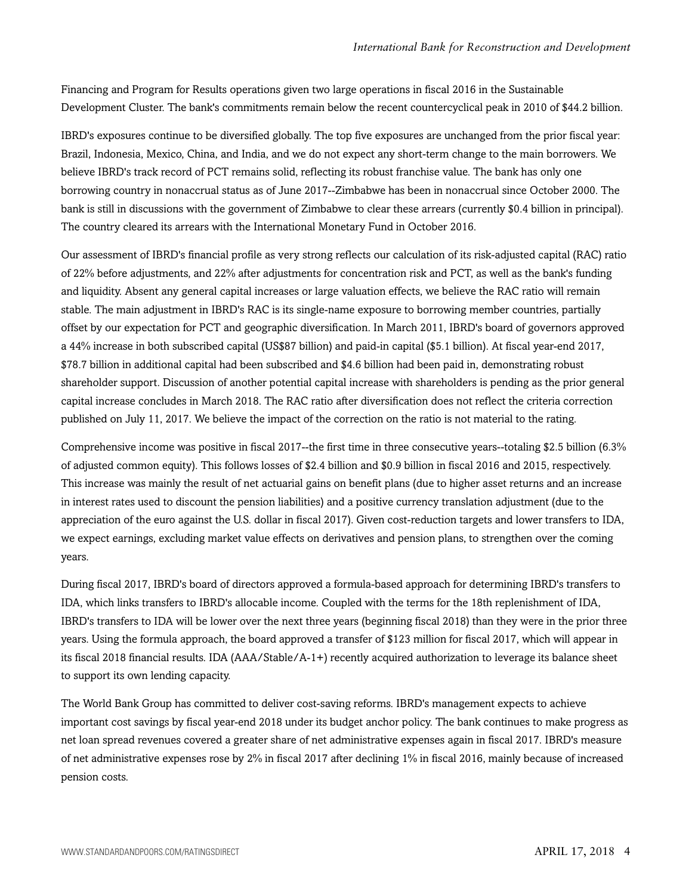Financing and Program for Results operations given two large operations in fiscal 2016 in the Sustainable Development Cluster. The bank's commitments remain below the recent countercyclical peak in 2010 of $44.2 billion.

IBRD's exposures continue to be diversified globally. The top five exposures are unchanged from the prior fiscal year: Brazil, Indonesia, Mexico, China, and India, and we do not expect any short-term change to the main borrowers. We believe IBRD's track record of PCT remains solid, reflecting its robust franchise value. The bank has only one borrowing country in nonaccrual status as of June 2017--Zimbabwe has been in nonaccrual since October 2000. The bank is still in discussions with the government of Zimbabwe to clear these arrears (currently $0.4 billion in principal). The country cleared its arrears with the International Monetary Fund in October 2016.

Our assessment of IBRD's financial profile as very strong reflects our calculation of its risk-adjusted capital (RAC) ratio of 22% before adjustments, and 22% after adjustments for concentration risk and PCT, as well as the bank's funding and liquidity. Absent any general capital increases or large valuation effects, we believe the RAC ratio will remain stable. The main adjustment in IBRD's RAC is its single-name exposure to borrowing member countries, partially offset by our expectation for PCT and geographic diversification. In March 2011, IBRD's board of governors approved a 44% increase in both subscribed capital (US$87 billion) and paid-in capital ($5.1 billion). At fiscal year-end 2017, $78.7 billion in additional capital had been subscribed and $4.6 billion had been paid in, demonstrating robust shareholder support. Discussion of another potential capital increase with shareholders is pending as the prior general capital increase concludes in March 2018. The RAC ratio after diversification does not reflect the criteria correction published on July 11, 2017. We believe the impact of the correction on the ratio is not material to the rating.

Comprehensive income was positive in fiscal 2017--the first time in three consecutive years--totaling $2.5 billion (6.3% of adjusted common equity). This follows losses of $2.4 billion and $0.9 billion in fiscal 2016 and 2015, respectively. This increase was mainly the result of net actuarial gains on benefit plans (due to higher asset returns and an increase in interest rates used to discount the pension liabilities) and a positive currency translation adjustment (due to the appreciation of the euro against the U.S. dollar in fiscal 2017). Given cost-reduction targets and lower transfers to IDA, we expect earnings, excluding market value effects on derivatives and pension plans, to strengthen over the coming years.

During fiscal 2017, IBRD's board of directors approved a formula-based approach for determining IBRD's transfers to IDA, which links transfers to IBRD's allocable income. Coupled with the terms for the 18th replenishment of IDA, IBRD's transfers to IDA will be lower over the next three years (beginning fiscal 2018) than they were in the prior three years. Using the formula approach, the board approved a transfer of $123 million for fiscal 2017, which will appear in its fiscal 2018 financial results. IDA (AAA/Stable/A-1+) recently acquired authorization to leverage its balance sheet to support its own lending capacity.

The World Bank Group has committed to deliver cost-saving reforms. IBRD's management expects to achieve important cost savings by fiscal year-end 2018 under its budget anchor policy. The bank continues to make progress as net loan spread revenues covered a greater share of net administrative expenses again in fiscal 2017. IBRD's measure of net administrative expenses rose by 2% in fiscal 2017 after declining 1% in fiscal 2016, mainly because of increased pension costs.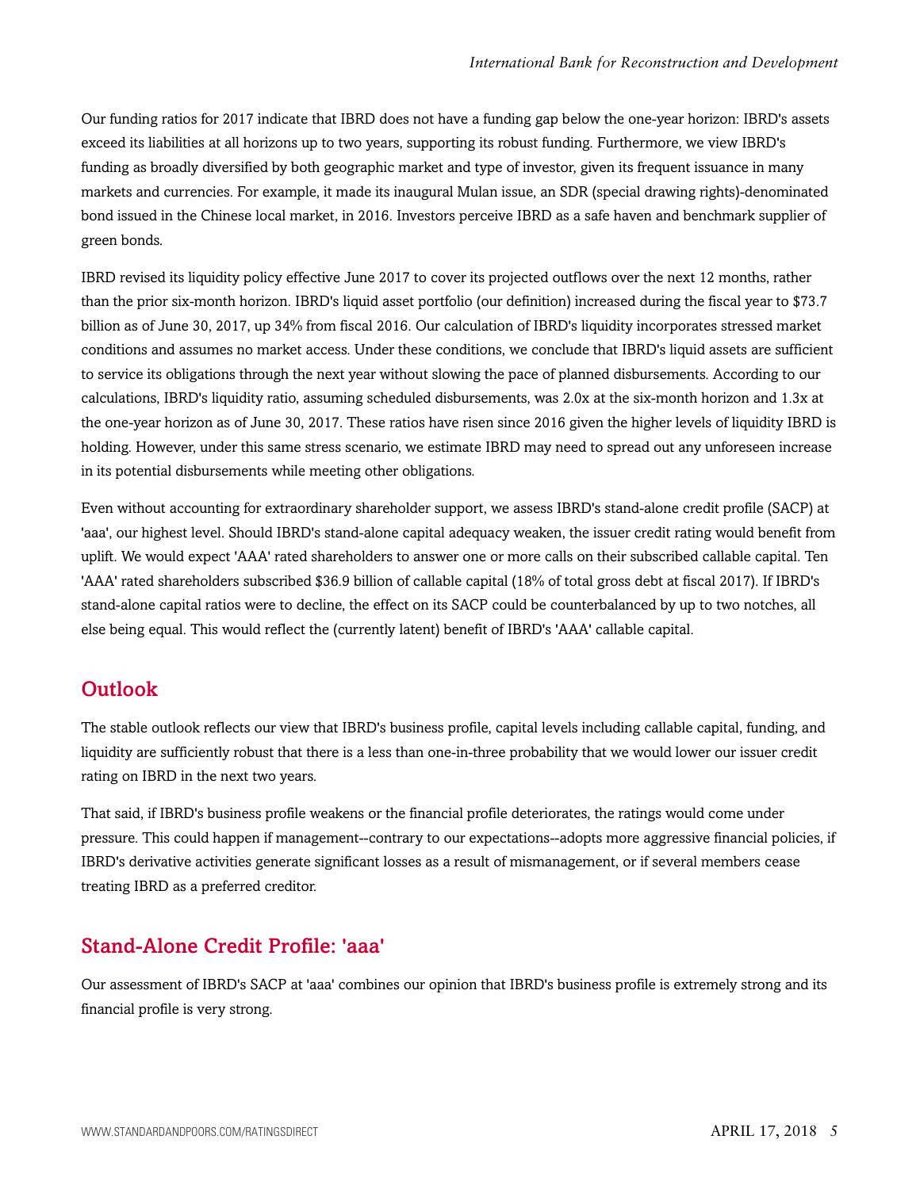Our funding ratios for 2017 indicate that IBRD does not have a funding gap below the one-year horizon: IBRD's assets exceed its liabilities at all horizons up to two years, supporting its robust funding. Furthermore, we view IBRD's funding as broadly diversified by both geographic market and type of investor, given its frequent issuance in many markets and currencies. For example, it made its inaugural Mulan issue, an SDR (special drawing rights)-denominated bond issued in the Chinese local market, in 2016. Investors perceive IBRD as a safe haven and benchmark supplier of green bonds.

IBRD revised its liquidity policy effective June 2017 to cover its projected outflows over the next 12 months, rather than the prior six-month horizon. IBRD's liquid asset portfolio (our definition) increased during the fiscal year to $73.7 billion as of June 30, 2017, up 34% from fiscal 2016. Our calculation of IBRD's liquidity incorporates stressed market conditions and assumes no market access. Under these conditions, we conclude that IBRD's liquid assets are sufficient to service its obligations through the next year without slowing the pace of planned disbursements. According to our calculations, IBRD's liquidity ratio, assuming scheduled disbursements, was 2.0x at the six-month horizon and 1.3x at the one-year horizon as of June 30, 2017. These ratios have risen since 2016 given the higher levels of liquidity IBRD is holding. However, under this same stress scenario, we estimate IBRD may need to spread out any unforeseen increase in its potential disbursements while meeting other obligations.

Even without accounting for extraordinary shareholder support, we assess IBRD's stand-alone credit profile (SACP) at 'aaa', our highest level. Should IBRD's stand-alone capital adequacy weaken, the issuer credit rating would benefit from uplift. We would expect 'AAA' rated shareholders to answer one or more calls on their subscribed callable capital. Ten 'AAA' rated shareholders subscribed $36.9 billion of callable capital (18% of total gross debt at fiscal 2017). If IBRD's stand-alone capital ratios were to decline, the effect on its SACP could be counterbalanced by up to two notches, all else being equal. This would reflect the (currently latent) benefit of IBRD's 'AAA' callable capital.

## Outlook

The stable outlook reflects our view that IBRD's business profile, capital levels including callable capital, funding, and liquidity are sufficiently robust that there is a less than one-in-three probability that we would lower our issuer credit rating on IBRD in the next two years.

That said, if IBRD's business profile weakens or the financial profile deteriorates, the ratings would come under pressure. This could happen if management--contrary to our expectations--adopts more aggressive financial policies, if IBRD's derivative activities generate significant losses as a result of mismanagement, or if several members cease treating IBRD as a preferred creditor.

## Stand-Alone Credit Profile: 'aaa'

Our assessment of IBRD's SACP at 'aaa' combines our opinion that IBRD's business profile is extremely strong and its financial profile is very strong.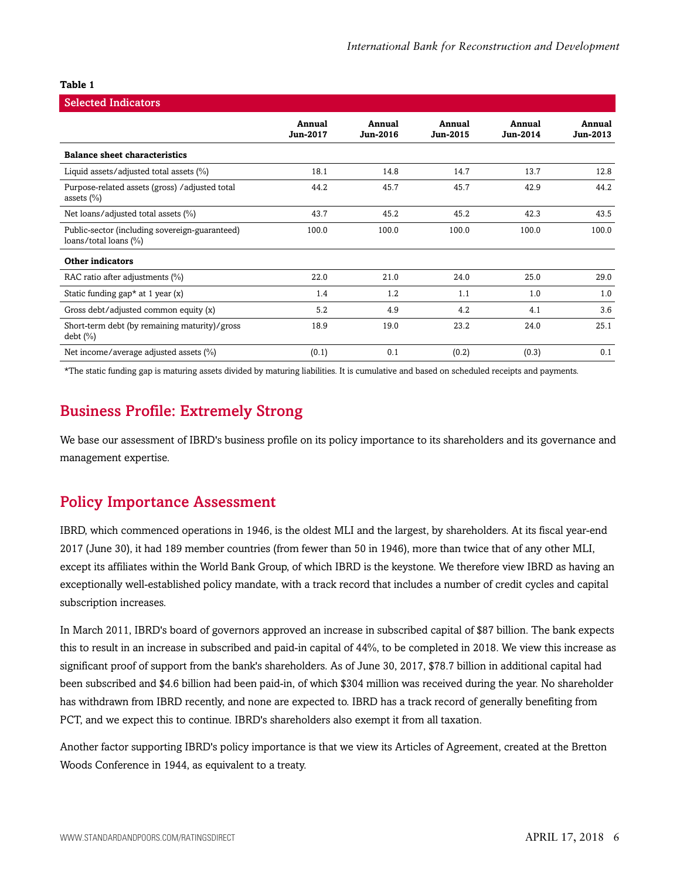**Table 1**

| Selected Indicators | | | | | |
|---|---|---|---|---|---|
| | Annual Jun-2017 | Annual Jun-2016 | Annual Jun-2015 | Annual Jun-2014 | Annual Jun-2013 |
| **Balance sheet characteristics** | | | | | |
| Liquid assets/adjusted total assets (%) | 18.1 | 14.8 | 14.7 | 13.7 | 12.8 |
| Purpose-related assets (gross) /adjusted total assets (%) | 44.2 | 45.7 | 45.7 | 42.9 | 44.2 |
| Net loans/adjusted total assets (%) | 43.7 | 45.2 | 45.2 | 42.3 | 43.5 |
| Public-sector (including sovereign-guaranteed) loans/total loans (%) | 100.0 | 100.0 | 100.0 | 100.0 | 100.0 |
| **Other indicators** | | | | | |
| RAC ratio after adjustments (%) | 22.0 | 21.0 | 24.0 | 25.0 | 29.0 |
| Static funding gap* at 1 year (x) | 1.4 | 1.2 | 1.1 | 1.0 | 1.0 |
| Gross debt/adjusted common equity (x) | 5.2 | 4.9 | 4.2 | 4.1 | 3.6 |
| Short-term debt (by remaining maturity)/gross debt (%) | 18.9 | 19.0 | 23.2 | 24.0 | 25.1 |
| Net income/average adjusted assets (%) | (0.1) | 0.1 | (0.2) | (0.3) | 0.1 |

*The static funding gap is maturing assets divided by maturing liabilities. It is cumulative and based on scheduled receipts and payments.

## Business Profile: Extremely Strong

We base our assessment of IBRD's business profile on its policy importance to its shareholders and its governance and management expertise.

## Policy Importance Assessment

IBRD, which commenced operations in 1946, is the oldest MLI and the largest, by shareholders. At its fiscal year-end 2017 (June 30), it had 189 member countries (from fewer than 50 in 1946), more than twice that of any other MLI, except its affiliates within the World Bank Group, of which IBRD is the keystone. We therefore view IBRD as having an exceptionally well-established policy mandate, with a track record that includes a number of credit cycles and capital subscription increases.

In March 2011, IBRD's board of governors approved an increase in subscribed capital of $87 billion. The bank expects this to result in an increase in subscribed and paid-in capital of 44%, to be completed in 2018. We view this increase as significant proof of support from the bank's shareholders. As of June 30, 2017, $78.7 billion in additional capital had been subscribed and $4.6 billion had been paid-in, of which $304 million was received during the year. No shareholder has withdrawn from IBRD recently, and none are expected to. IBRD has a track record of generally benefiting from PCT, and we expect this to continue. IBRD's shareholders also exempt it from all taxation.

Another factor supporting IBRD's policy importance is that we view its Articles of Agreement, created at the Bretton Woods Conference in 1944, as equivalent to a treaty.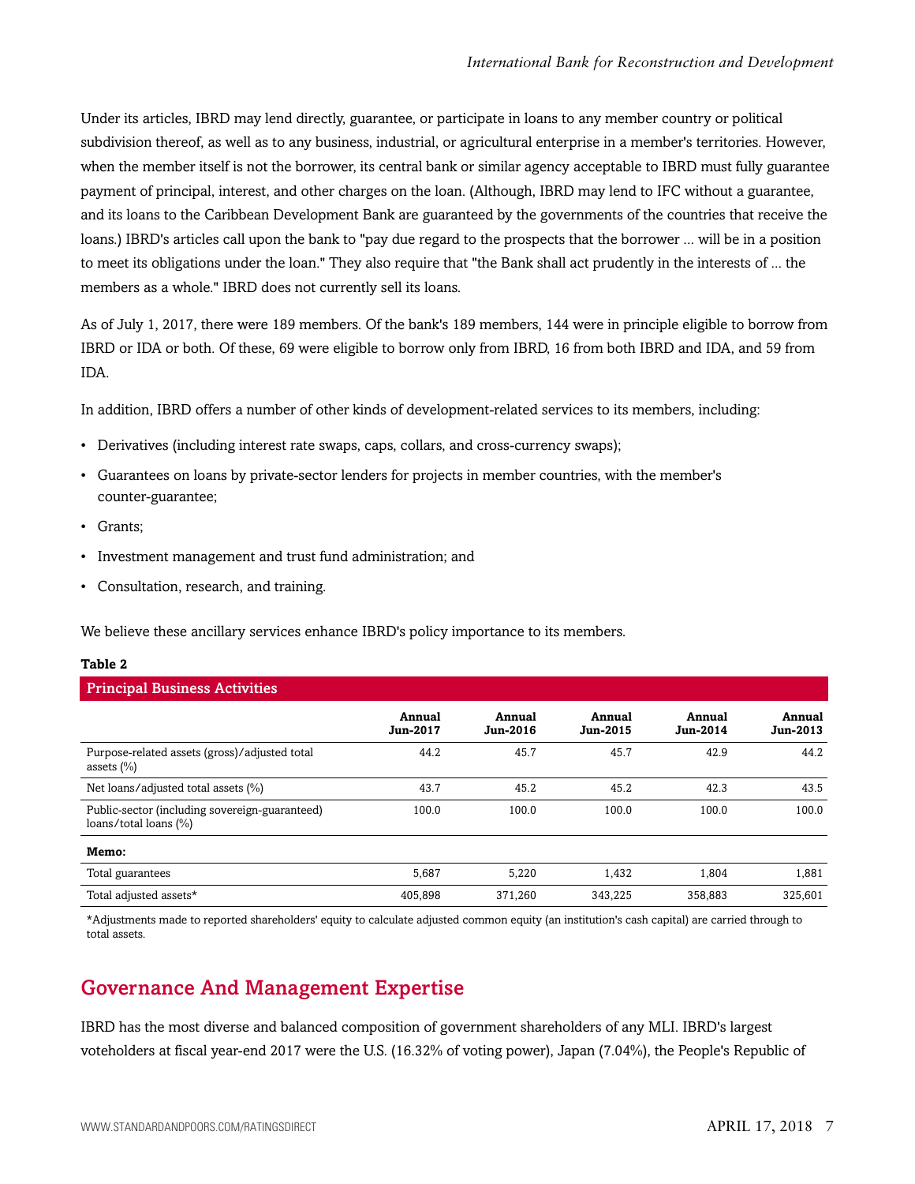Under its articles, IBRD may lend directly, guarantee, or participate in loans to any member country or political subdivision thereof, as well as to any business, industrial, or agricultural enterprise in a member's territories. However, when the member itself is not the borrower, its central bank or similar agency acceptable to IBRD must fully guarantee payment of principal, interest, and other charges on the loan. (Although, IBRD may lend to IFC without a guarantee, and its loans to the Caribbean Development Bank are guaranteed by the governments of the countries that receive the loans.) IBRD's articles call upon the bank to "pay due regard to the prospects that the borrower ... will be in a position to meet its obligations under the loan." They also require that "the Bank shall act prudently in the interests of ... the members as a whole." IBRD does not currently sell its loans.

As of July 1, 2017, there were 189 members. Of the bank's 189 members, 144 were in principle eligible to borrow from IBRD or IDA or both. Of these, 69 were eligible to borrow only from IBRD, 16 from both IBRD and IDA, and 59 from IDA.

In addition, IBRD offers a number of other kinds of development-related services to its members, including:

- Derivatives (including interest rate swaps, caps, collars, and cross-currency swaps);
- Guarantees on loans by private-sector lenders for projects in member countries, with the member's counter-guarantee;
- Grants;
- Investment management and trust fund administration; and
- Consultation, research, and training.

We believe these ancillary services enhance IBRD's policy importance to its members.

**Table 2**

| Principal Business Activities | Annual Jun-2017 | Annual Jun-2016 | Annual Jun-2015 | Annual Jun-2014 | Annual Jun-2013 |
|---|---|---|---|---|---|
| Purpose-related assets (gross)/adjusted total assets (%) | 44.2 | 45.7 | 45.7 | 42.9 | 44.2 |
| Net loans/adjusted total assets (%) | 43.7 | 45.2 | 45.2 | 42.3 | 43.5 |
| Public-sector (including sovereign-guaranteed) loans/total loans (%) | 100.0 | 100.0 | 100.0 | 100.0 | 100.0 |
| **Memo:** | | | | | |
| Total guarantees | 5,687 | 5,220 | 1,432 | 1,804 | 1,881 |
| Total adjusted assets* | 405,898 | 371,260 | 343,225 | 358,883 | 325,601 |

*Adjustments made to reported shareholders' equity to calculate adjusted common equity (an institution's cash capital) are carried through to total assets.

## Governance And Management Expertise

IBRD has the most diverse and balanced composition of government shareholders of any MLI. IBRD's largest voteholders at fiscal year-end 2017 were the U.S. (16.32% of voting power), Japan (7.04%), the People's Republic of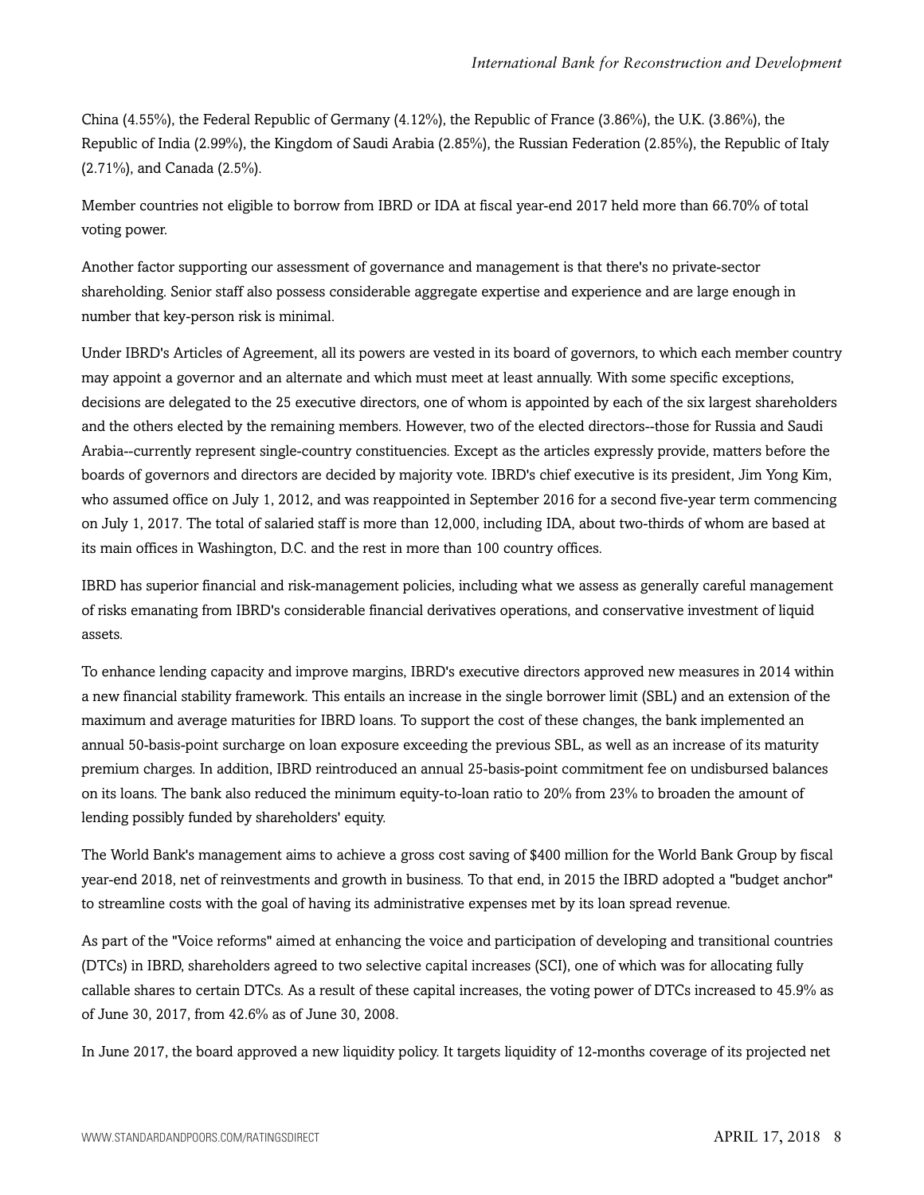China (4.55%), the Federal Republic of Germany (4.12%), the Republic of France (3.86%), the U.K. (3.86%), the Republic of India (2.99%), the Kingdom of Saudi Arabia (2.85%), the Russian Federation (2.85%), the Republic of Italy (2.71%), and Canada (2.5%).

Member countries not eligible to borrow from IBRD or IDA at fiscal year-end 2017 held more than 66.70% of total voting power.

Another factor supporting our assessment of governance and management is that there's no private-sector shareholding. Senior staff also possess considerable aggregate expertise and experience and are large enough in number that key-person risk is minimal.

Under IBRD's Articles of Agreement, all its powers are vested in its board of governors, to which each member country may appoint a governor and an alternate and which must meet at least annually. With some specific exceptions, decisions are delegated to the 25 executive directors, one of whom is appointed by each of the six largest shareholders and the others elected by the remaining members. However, two of the elected directors--those for Russia and Saudi Arabia--currently represent single-country constituencies. Except as the articles expressly provide, matters before the boards of governors and directors are decided by majority vote. IBRD's chief executive is its president, Jim Yong Kim, who assumed office on July 1, 2012, and was reappointed in September 2016 for a second five-year term commencing on July 1, 2017. The total of salaried staff is more than 12,000, including IDA, about two-thirds of whom are based at its main offices in Washington, D.C. and the rest in more than 100 country offices.

IBRD has superior financial and risk-management policies, including what we assess as generally careful management of risks emanating from IBRD's considerable financial derivatives operations, and conservative investment of liquid assets.

To enhance lending capacity and improve margins, IBRD's executive directors approved new measures in 2014 within a new financial stability framework. This entails an increase in the single borrower limit (SBL) and an extension of the maximum and average maturities for IBRD loans. To support the cost of these changes, the bank implemented an annual 50-basis-point surcharge on loan exposure exceeding the previous SBL, as well as an increase of its maturity premium charges. In addition, IBRD reintroduced an annual 25-basis-point commitment fee on undisbursed balances on its loans. The bank also reduced the minimum equity-to-loan ratio to 20% from 23% to broaden the amount of lending possibly funded by shareholders' equity.

The World Bank's management aims to achieve a gross cost saving of $400 million for the World Bank Group by fiscal year-end 2018, net of reinvestments and growth in business. To that end, in 2015 the IBRD adopted a "budget anchor" to streamline costs with the goal of having its administrative expenses met by its loan spread revenue.

As part of the "Voice reforms" aimed at enhancing the voice and participation of developing and transitional countries (DTCs) in IBRD, shareholders agreed to two selective capital increases (SCI), one of which was for allocating fully callable shares to certain DTCs. As a result of these capital increases, the voting power of DTCs increased to 45.9% as of June 30, 2017, from 42.6% as of June 30, 2008.

In June 2017, the board approved a new liquidity policy. It targets liquidity of 12-months coverage of its projected net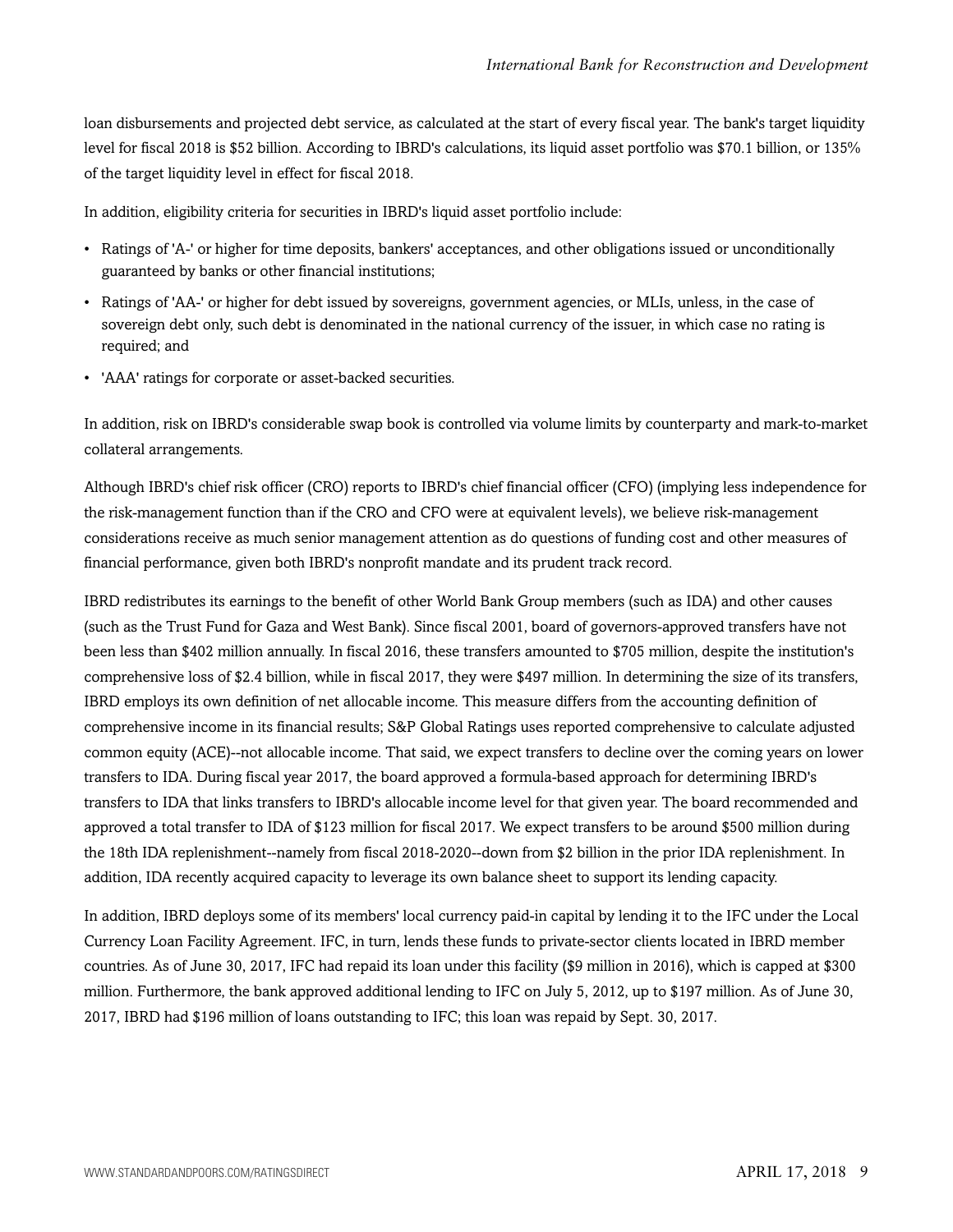loan disbursements and projected debt service, as calculated at the start of every fiscal year. The bank's target liquidity level for fiscal 2018 is $52 billion. According to IBRD's calculations, its liquid asset portfolio was $70.1 billion, or 135% of the target liquidity level in effect for fiscal 2018.

In addition, eligibility criteria for securities in IBRD's liquid asset portfolio include:

- Ratings of 'A-' or higher for time deposits, bankers' acceptances, and other obligations issued or unconditionally guaranteed by banks or other financial institutions;
- Ratings of 'AA-' or higher for debt issued by sovereigns, government agencies, or MLIs, unless, in the case of sovereign debt only, such debt is denominated in the national currency of the issuer, in which case no rating is required; and
- 'AAA' ratings for corporate or asset-backed securities.

In addition, risk on IBRD's considerable swap book is controlled via volume limits by counterparty and mark-to-market collateral arrangements.

Although IBRD's chief risk officer (CRO) reports to IBRD's chief financial officer (CFO) (implying less independence for the risk-management function than if the CRO and CFO were at equivalent levels), we believe risk-management considerations receive as much senior management attention as do questions of funding cost and other measures of financial performance, given both IBRD's nonprofit mandate and its prudent track record.

IBRD redistributes its earnings to the benefit of other World Bank Group members (such as IDA) and other causes (such as the Trust Fund for Gaza and West Bank). Since fiscal 2001, board of governors-approved transfers have not been less than $402 million annually. In fiscal 2016, these transfers amounted to $705 million, despite the institution's comprehensive loss of $2.4 billion, while in fiscal 2017, they were $497 million. In determining the size of its transfers, IBRD employs its own definition of net allocable income. This measure differs from the accounting definition of comprehensive income in its financial results; S&P Global Ratings uses reported comprehensive to calculate adjusted common equity (ACE)--not allocable income. That said, we expect transfers to decline over the coming years on lower transfers to IDA. During fiscal year 2017, the board approved a formula-based approach for determining IBRD's transfers to IDA that links transfers to IBRD's allocable income level for that given year. The board recommended and approved a total transfer to IDA of $123 million for fiscal 2017. We expect transfers to be around $500 million during the 18th IDA replenishment--namely from fiscal 2018-2020--down from $2 billion in the prior IDA replenishment. In addition, IDA recently acquired capacity to leverage its own balance sheet to support its lending capacity.

In addition, IBRD deploys some of its members' local currency paid-in capital by lending it to the IFC under the Local Currency Loan Facility Agreement. IFC, in turn, lends these funds to private-sector clients located in IBRD member countries. As of June 30, 2017, IFC had repaid its loan under this facility ($9 million in 2016), which is capped at $300 million. Furthermore, the bank approved additional lending to IFC on July 5, 2012, up to $197 million. As of June 30, 2017, IBRD had $196 million of loans outstanding to IFC; this loan was repaid by Sept. 30, 2017.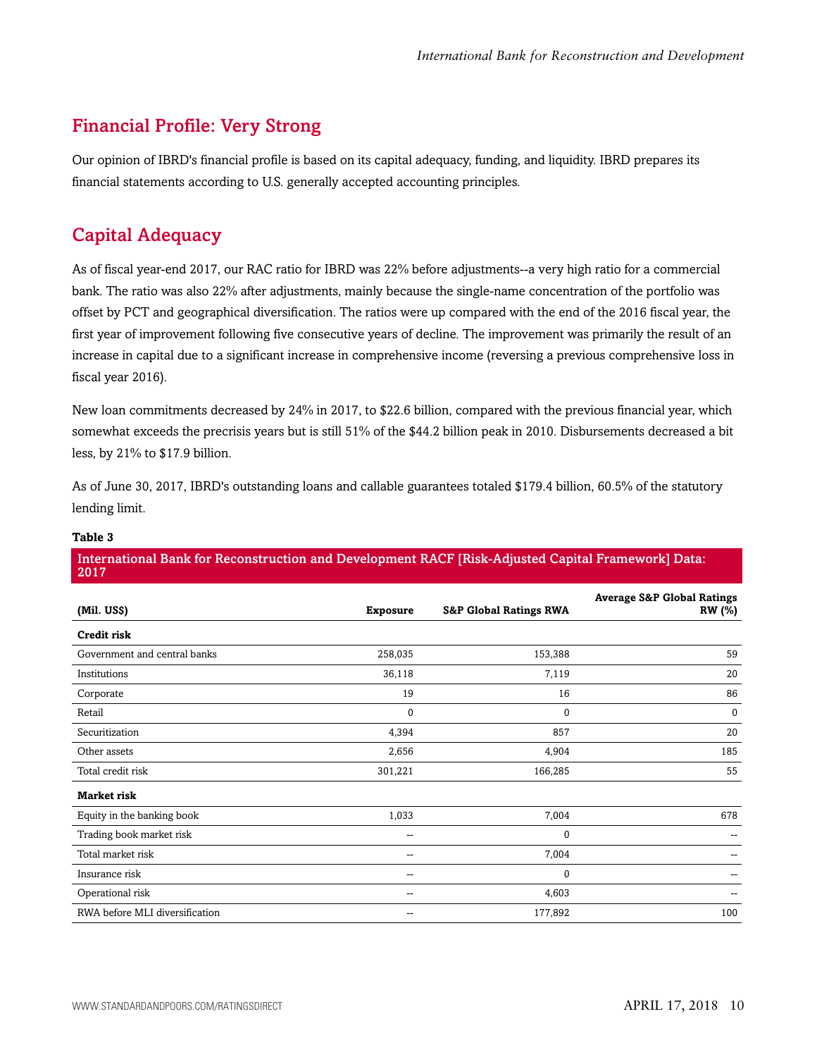## Financial Profile: Very Strong

Our opinion of IBRD's financial profile is based on its capital adequacy, funding, and liquidity. IBRD prepares its financial statements according to U.S. generally accepted accounting principles.

## Capital Adequacy

As of fiscal year-end 2017, our RAC ratio for IBRD was 22% before adjustments--a very high ratio for a commercial bank. The ratio was also 22% after adjustments, mainly because the single-name concentration of the portfolio was offset by PCT and geographical diversification. The ratios were up compared with the end of the 2016 fiscal year, the first year of improvement following five consecutive years of decline. The improvement was primarily the result of an increase in capital due to a significant increase in comprehensive income (reversing a previous comprehensive loss in fiscal year 2016).

New loan commitments decreased by 24% in 2017, to $22.6 billion, compared with the previous financial year, which somewhat exceeds the precrisis years but is still 51% of the $44.2 billion peak in 2010. Disbursements decreased a bit less, by 21% to $17.9 billion.

As of June 30, 2017, IBRD's outstanding loans and callable guarantees totaled $179.4 billion, 60.5% of the statutory lending limit.

**Table 3**

**International Bank for Reconstruction and Development RACF [Risk-Adjusted Capital Framework] Data: 2017**

| (Mil. US$) | Exposure | S&P Global Ratings RWA | Average S&P Global Ratings RW (%) |
|---|---|---|---|
| **Credit risk** | | | |
| Government and central banks | 258,035 | 153,388 | 59 |
| Institutions | 36,118 | 7,119 | 20 |
| Corporate | 19 | 16 | 86 |
| Retail | 0 | 0 | 0 |
| Securitization | 4,394 | 857 | 20 |
| Other assets | 2,656 | 4,904 | 185 |
| Total credit risk | 301,221 | 166,285 | 55 |
| **Market risk** | | | |
| Equity in the banking book | 1,033 | 7,004 | 678 |
| Trading book market risk | -- | 0 | -- |
| Total market risk | -- | 7,004 | -- |
| Insurance risk | -- | 0 | -- |
| Operational risk | -- | 4,603 | -- |
| RWA before MLI diversification | -- | 177,892 | 100 |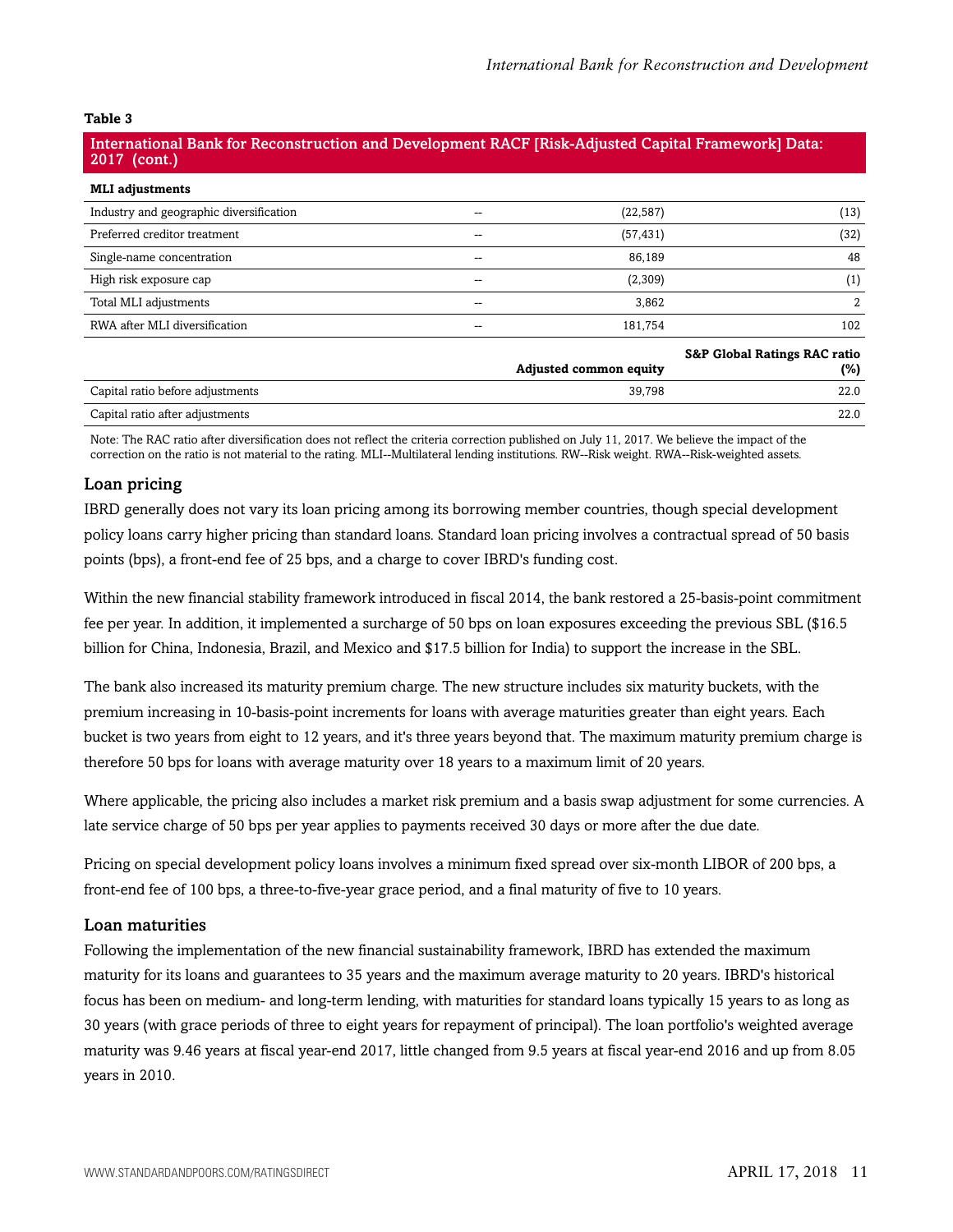**Table 3**

**International Bank for Reconstruction and Development RACF [Risk-Adjusted Capital Framework] Data: 2017 (cont.)**

| **MLI adjustments** | | | |
|---|---|---|---|
| Industry and geographic diversification | -- | (22,587) | (13) |
| Preferred creditor treatment | -- | (57,431) | (32) |
| Single-name concentration | -- | 86,189 | 48 |
| High risk exposure cap | -- | (2,309) | (1) |
| Total MLI adjustments | -- | 3,862 | 2 |
| RWA after MLI diversification | -- | 181,754 | 102 |

| | **Adjusted common equity** | **S&P Global Ratings RAC ratio (%)** |
|---|---|---|
| Capital ratio before adjustments | 39,798 | 22.0 |
| Capital ratio after adjustments | | 22.0 |

Note: The RAC ratio after diversification does not reflect the criteria correction published on July 11, 2017. We believe the impact of the correction on the ratio is not material to the rating. MLI--Multilateral lending institutions. RW--Risk weight. RWA--Risk-weighted assets.

## Loan pricing

IBRD generally does not vary its loan pricing among its borrowing member countries, though special development policy loans carry higher pricing than standard loans. Standard loan pricing involves a contractual spread of 50 basis points (bps), a front-end fee of 25 bps, and a charge to cover IBRD's funding cost.

Within the new financial stability framework introduced in fiscal 2014, the bank restored a 25-basis-point commitment fee per year. In addition, it implemented a surcharge of 50 bps on loan exposures exceeding the previous SBL ($16.5 billion for China, Indonesia, Brazil, and Mexico and $17.5 billion for India) to support the increase in the SBL.

The bank also increased its maturity premium charge. The new structure includes six maturity buckets, with the premium increasing in 10-basis-point increments for loans with average maturities greater than eight years. Each bucket is two years from eight to 12 years, and it's three years beyond that. The maximum maturity premium charge is therefore 50 bps for loans with average maturity over 18 years to a maximum limit of 20 years.

Where applicable, the pricing also includes a market risk premium and a basis swap adjustment for some currencies. A late service charge of 50 bps per year applies to payments received 30 days or more after the due date.

Pricing on special development policy loans involves a minimum fixed spread over six-month LIBOR of 200 bps, a front-end fee of 100 bps, a three-to-five-year grace period, and a final maturity of five to 10 years.

## Loan maturities

Following the implementation of the new financial sustainability framework, IBRD has extended the maximum maturity for its loans and guarantees to 35 years and the maximum average maturity to 20 years. IBRD's historical focus has been on medium- and long-term lending, with maturities for standard loans typically 15 years to as long as 30 years (with grace periods of three to eight years for repayment of principal). The loan portfolio's weighted average maturity was 9.46 years at fiscal year-end 2017, little changed from 9.5 years at fiscal year-end 2016 and up from 8.05 years in 2010.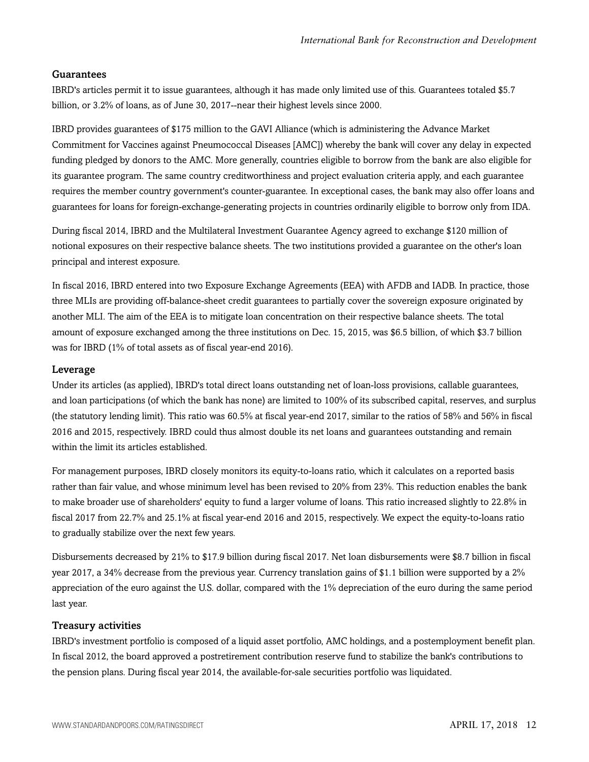### Guarantees

IBRD's articles permit it to issue guarantees, although it has made only limited use of this. Guarantees totaled $5.7 billion, or 3.2% of loans, as of June 30, 2017--near their highest levels since 2000.

IBRD provides guarantees of $175 million to the GAVI Alliance (which is administering the Advance Market Commitment for Vaccines against Pneumococcal Diseases [AMC]) whereby the bank will cover any delay in expected funding pledged by donors to the AMC. More generally, countries eligible to borrow from the bank are also eligible for its guarantee program. The same country creditworthiness and project evaluation criteria apply, and each guarantee requires the member country government's counter-guarantee. In exceptional cases, the bank may also offer loans and guarantees for loans for foreign-exchange-generating projects in countries ordinarily eligible to borrow only from IDA.

During fiscal 2014, IBRD and the Multilateral Investment Guarantee Agency agreed to exchange $120 million of notional exposures on their respective balance sheets. The two institutions provided a guarantee on the other's loan principal and interest exposure.

In fiscal 2016, IBRD entered into two Exposure Exchange Agreements (EEA) with AFDB and IADB. In practice, those three MLIs are providing off-balance-sheet credit guarantees to partially cover the sovereign exposure originated by another MLI. The aim of the EEA is to mitigate loan concentration on their respective balance sheets. The total amount of exposure exchanged among the three institutions on Dec. 15, 2015, was $6.5 billion, of which $3.7 billion was for IBRD (1% of total assets as of fiscal year-end 2016).

### Leverage

Under its articles (as applied), IBRD's total direct loans outstanding net of loan-loss provisions, callable guarantees, and loan participations (of which the bank has none) are limited to 100% of its subscribed capital, reserves, and surplus (the statutory lending limit). This ratio was 60.5% at fiscal year-end 2017, similar to the ratios of 58% and 56% in fiscal 2016 and 2015, respectively. IBRD could thus almost double its net loans and guarantees outstanding and remain within the limit its articles established.

For management purposes, IBRD closely monitors its equity-to-loans ratio, which it calculates on a reported basis rather than fair value, and whose minimum level has been revised to 20% from 23%. This reduction enables the bank to make broader use of shareholders' equity to fund a larger volume of loans. This ratio increased slightly to 22.8% in fiscal 2017 from 22.7% and 25.1% at fiscal year-end 2016 and 2015, respectively. We expect the equity-to-loans ratio to gradually stabilize over the next few years.

Disbursements decreased by 21% to $17.9 billion during fiscal 2017. Net loan disbursements were $8.7 billion in fiscal year 2017, a 34% decrease from the previous year. Currency translation gains of $1.1 billion were supported by a 2% appreciation of the euro against the U.S. dollar, compared with the 1% depreciation of the euro during the same period last year.

### Treasury activities

IBRD's investment portfolio is composed of a liquid asset portfolio, AMC holdings, and a postemployment benefit plan. In fiscal 2012, the board approved a postretirement contribution reserve fund to stabilize the bank's contributions to the pension plans. During fiscal year 2014, the available-for-sale securities portfolio was liquidated.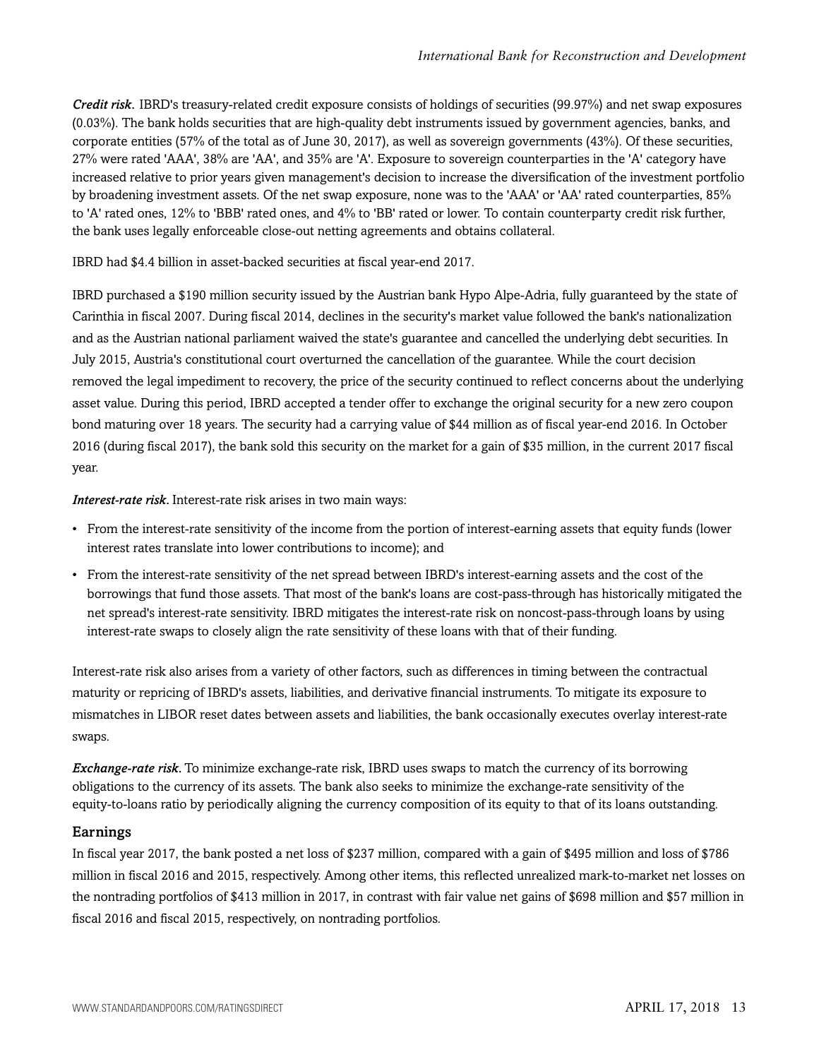***Credit risk.*** IBRD's treasury-related credit exposure consists of holdings of securities (99.97%) and net swap exposures (0.03%). The bank holds securities that are high-quality debt instruments issued by government agencies, banks, and corporate entities (57% of the total as of June 30, 2017), as well as sovereign governments (43%). Of these securities, 27% were rated 'AAA', 38% are 'AA', and 35% are 'A'. Exposure to sovereign counterparties in the 'A' category have increased relative to prior years given management's decision to increase the diversification of the investment portfolio by broadening investment assets. Of the net swap exposure, none was to the 'AAA' or 'AA' rated counterparties, 85% to 'A' rated ones, 12% to 'BBB' rated ones, and 4% to 'BB' rated or lower. To contain counterparty credit risk further, the bank uses legally enforceable close-out netting agreements and obtains collateral.

IBRD had $4.4 billion in asset-backed securities at fiscal year-end 2017.

IBRD purchased a $190 million security issued by the Austrian bank Hypo Alpe-Adria, fully guaranteed by the state of Carinthia in fiscal 2007. During fiscal 2014, declines in the security's market value followed the bank's nationalization and as the Austrian national parliament waived the state's guarantee and cancelled the underlying debt securities. In July 2015, Austria's constitutional court overturned the cancellation of the guarantee. While the court decision removed the legal impediment to recovery, the price of the security continued to reflect concerns about the underlying asset value. During this period, IBRD accepted a tender offer to exchange the original security for a new zero coupon bond maturing over 18 years. The security had a carrying value of $44 million as of fiscal year-end 2016. In October 2016 (during fiscal 2017), the bank sold this security on the market for a gain of $35 million, in the current 2017 fiscal year.

***Interest-rate risk.*** Interest-rate risk arises in two main ways:

- From the interest-rate sensitivity of the income from the portion of interest-earning assets that equity funds (lower interest rates translate into lower contributions to income); and
- From the interest-rate sensitivity of the net spread between IBRD's interest-earning assets and the cost of the borrowings that fund those assets. That most of the bank's loans are cost-pass-through has historically mitigated the net spread's interest-rate sensitivity. IBRD mitigates the interest-rate risk on noncost-pass-through loans by using interest-rate swaps to closely align the rate sensitivity of these loans with that of their funding.

Interest-rate risk also arises from a variety of other factors, such as differences in timing between the contractual maturity or repricing of IBRD's assets, liabilities, and derivative financial instruments. To mitigate its exposure to mismatches in LIBOR reset dates between assets and liabilities, the bank occasionally executes overlay interest-rate swaps.

***Exchange-rate risk.*** To minimize exchange-rate risk, IBRD uses swaps to match the currency of its borrowing obligations to the currency of its assets. The bank also seeks to minimize the exchange-rate sensitivity of the equity-to-loans ratio by periodically aligning the currency composition of its equity to that of its loans outstanding.

## Earnings

In fiscal year 2017, the bank posted a net loss of $237 million, compared with a gain of $495 million and loss of $786 million in fiscal 2016 and 2015, respectively. Among other items, this reflected unrealized mark-to-market net losses on the nontrading portfolios of $413 million in 2017, in contrast with fair value net gains of $698 million and $57 million in fiscal 2016 and fiscal 2015, respectively, on nontrading portfolios.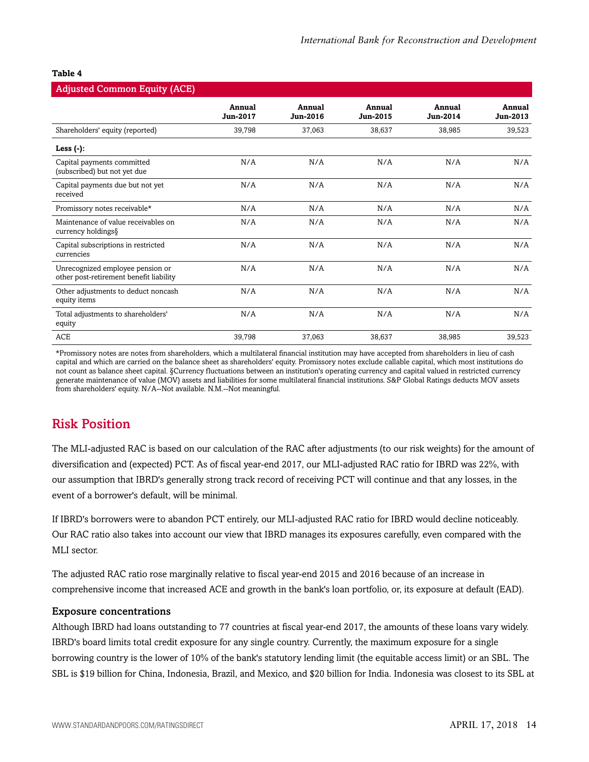**Table 4**

| Adjusted Common Equity (ACE) | | | | | |
|---|---|---|---|---|---|
| | Annual Jun-2017 | Annual Jun-2016 | Annual Jun-2015 | Annual Jun-2014 | Annual Jun-2013 |
| Shareholders' equity (reported) | 39,798 | 37,063 | 38,637 | 38,985 | 39,523 |
| **Less (-):** | | | | | |
| Capital payments committed (subscribed) but not yet due | N/A | N/A | N/A | N/A | N/A |
| Capital payments due but not yet received | N/A | N/A | N/A | N/A | N/A |
| Promissory notes receivable* | N/A | N/A | N/A | N/A | N/A |
| Maintenance of value receivables on currency holdings§ | N/A | N/A | N/A | N/A | N/A |
| Capital subscriptions in restricted currencies | N/A | N/A | N/A | N/A | N/A |
| Unrecognized employee pension or other post-retirement benefit liability | N/A | N/A | N/A | N/A | N/A |
| Other adjustments to deduct noncash equity items | N/A | N/A | N/A | N/A | N/A |
| Total adjustments to shareholders' equity | N/A | N/A | N/A | N/A | N/A |
| ACE | 39,798 | 37,063 | 38,637 | 38,985 | 39,523 |

*Promissory notes are notes from shareholders, which a multilateral financial institution may have accepted from shareholders in lieu of cash capital and which are carried on the balance sheet as shareholders' equity. Promissory notes exclude callable capital, which most institutions do not count as balance sheet capital. §Currency fluctuations between an institution's operating currency and capital valued in restricted currency generate maintenance of value (MOV) assets and liabilities for some multilateral financial institutions. S&P Global Ratings deducts MOV assets from shareholders' equity. N/A--Not available. N.M.--Not meaningful.

## Risk Position

The MLI-adjusted RAC is based on our calculation of the RAC after adjustments (to our risk weights) for the amount of diversification and (expected) PCT. As of fiscal year-end 2017, our MLI-adjusted RAC ratio for IBRD was 22%, with our assumption that IBRD's generally strong track record of receiving PCT will continue and that any losses, in the event of a borrower's default, will be minimal.

If IBRD's borrowers were to abandon PCT entirely, our MLI-adjusted RAC ratio for IBRD would decline noticeably. Our RAC ratio also takes into account our view that IBRD manages its exposures carefully, even compared with the MLI sector.

The adjusted RAC ratio rose marginally relative to fiscal year-end 2015 and 2016 because of an increase in comprehensive income that increased ACE and growth in the bank's loan portfolio, or, its exposure at default (EAD).

### Exposure concentrations

Although IBRD had loans outstanding to 77 countries at fiscal year-end 2017, the amounts of these loans vary widely. IBRD's board limits total credit exposure for any single country. Currently, the maximum exposure for a single borrowing country is the lower of 10% of the bank's statutory lending limit (the equitable access limit) or an SBL. The SBL is $19 billion for China, Indonesia, Brazil, and Mexico, and $20 billion for India. Indonesia was closest to its SBL at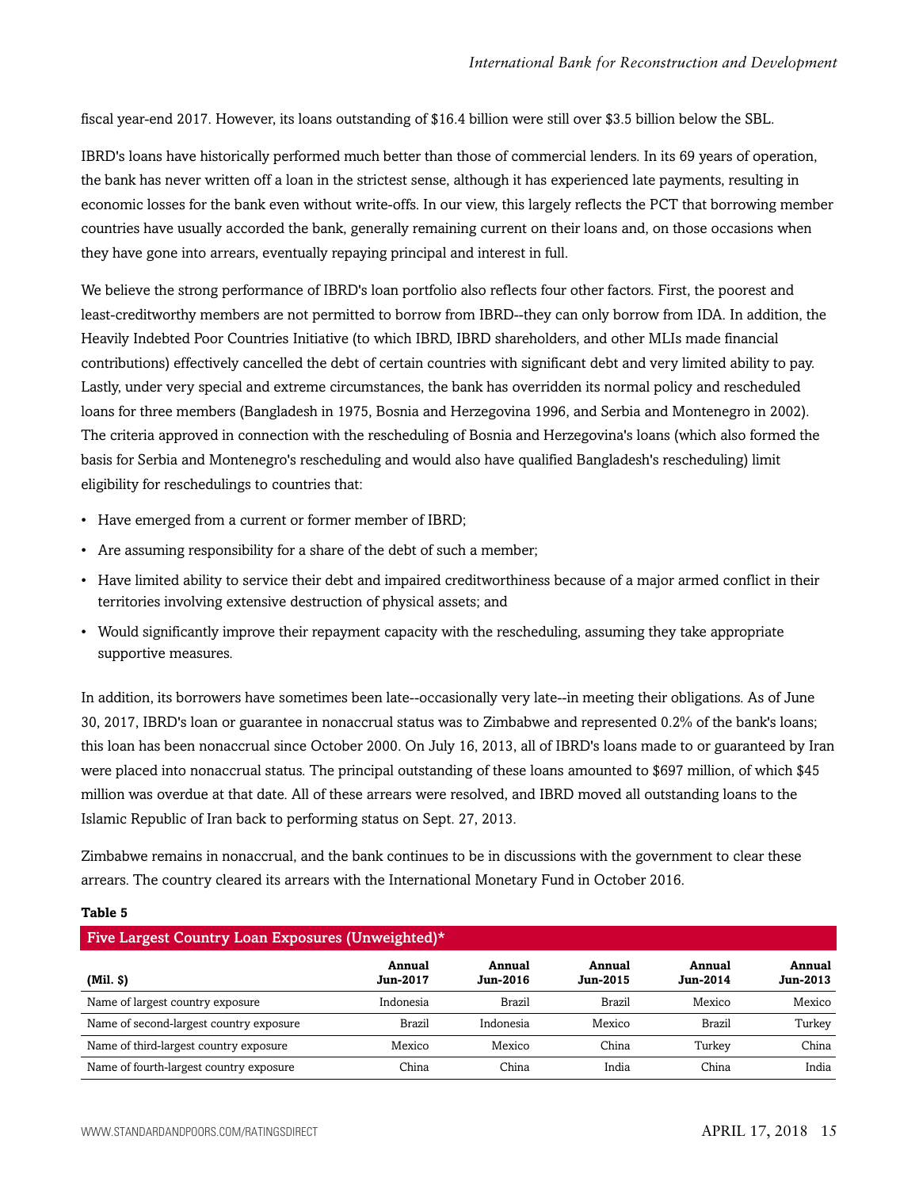fiscal year-end 2017. However, its loans outstanding of $16.4 billion were still over $3.5 billion below the SBL.

IBRD's loans have historically performed much better than those of commercial lenders. In its 69 years of operation, the bank has never written off a loan in the strictest sense, although it has experienced late payments, resulting in economic losses for the bank even without write-offs. In our view, this largely reflects the PCT that borrowing member countries have usually accorded the bank, generally remaining current on their loans and, on those occasions when they have gone into arrears, eventually repaying principal and interest in full.

We believe the strong performance of IBRD's loan portfolio also reflects four other factors. First, the poorest and least-creditworthy members are not permitted to borrow from IBRD--they can only borrow from IDA. In addition, the Heavily Indebted Poor Countries Initiative (to which IBRD, IBRD shareholders, and other MLIs made financial contributions) effectively cancelled the debt of certain countries with significant debt and very limited ability to pay. Lastly, under very special and extreme circumstances, the bank has overridden its normal policy and rescheduled loans for three members (Bangladesh in 1975, Bosnia and Herzegovina 1996, and Serbia and Montenegro in 2002). The criteria approved in connection with the rescheduling of Bosnia and Herzegovina's loans (which also formed the basis for Serbia and Montenegro's rescheduling and would also have qualified Bangladesh's rescheduling) limit eligibility for reschedulings to countries that:

- Have emerged from a current or former member of IBRD;
- Are assuming responsibility for a share of the debt of such a member;
- Have limited ability to service their debt and impaired creditworthiness because of a major armed conflict in their territories involving extensive destruction of physical assets; and
- Would significantly improve their repayment capacity with the rescheduling, assuming they take appropriate supportive measures.

In addition, its borrowers have sometimes been late--occasionally very late--in meeting their obligations. As of June 30, 2017, IBRD's loan or guarantee in nonaccrual status was to Zimbabwe and represented 0.2% of the bank's loans; this loan has been nonaccrual since October 2000. On July 16, 2013, all of IBRD's loans made to or guaranteed by Iran were placed into nonaccrual status. The principal outstanding of these loans amounted to $697 million, of which $45 million was overdue at that date. All of these arrears were resolved, and IBRD moved all outstanding loans to the Islamic Republic of Iran back to performing status on Sept. 27, 2013.

Zimbabwe remains in nonaccrual, and the bank continues to be in discussions with the government to clear these arrears. The country cleared its arrears with the International Monetary Fund in October 2016.

**Table 5**

**Five Largest Country Loan Exposures (Unweighted)***

| (Mil. $) | Annual Jun-2017 | Annual Jun-2016 | Annual Jun-2015 | Annual Jun-2014 | Annual Jun-2013 |
|---|---|---|---|---|---|
| Name of largest country exposure | Indonesia | Brazil | Brazil | Mexico | Mexico |
| Name of second-largest country exposure | Brazil | Indonesia | Mexico | Brazil | Turkey |
| Name of third-largest country exposure | Mexico | Mexico | China | Turkey | China |
| Name of fourth-largest country exposure | China | China | India | China | India |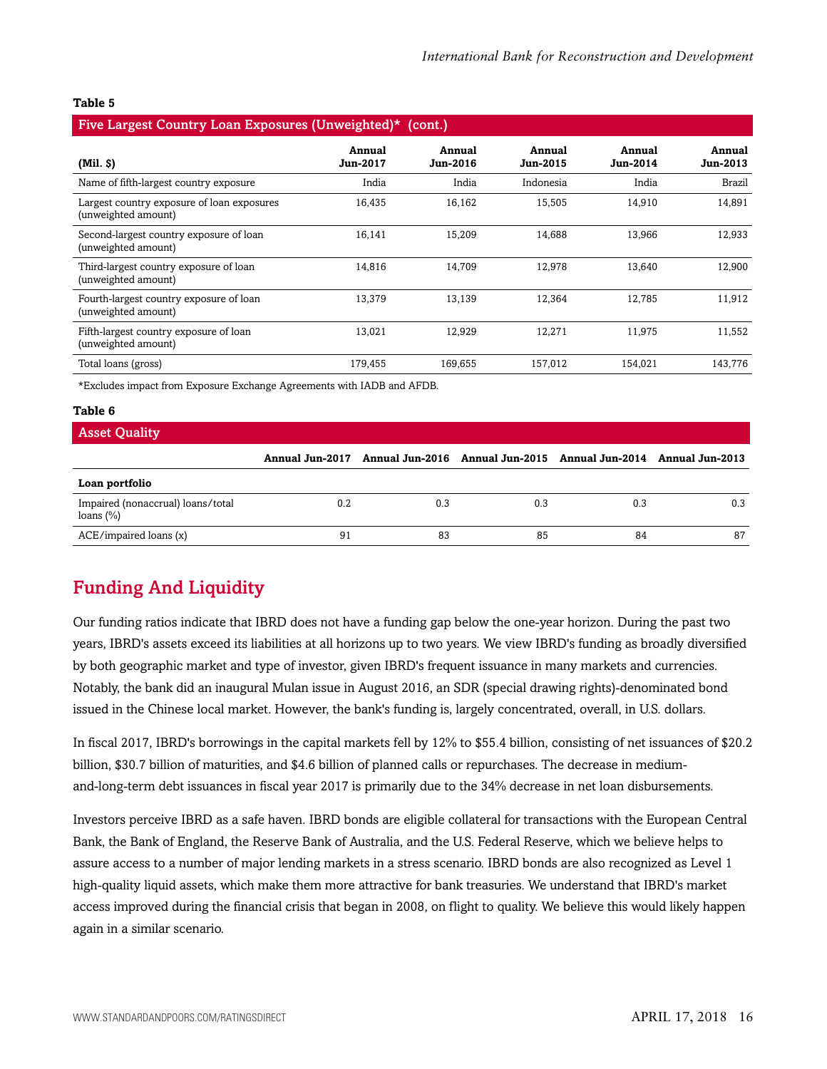**Table 5**

| Five Largest Country Loan Exposures (Unweighted)* (cont.) | | | | | |
|---|---|---|---|---|---|
| (Mil. $) | Annual Jun-2017 | Annual Jun-2016 | Annual Jun-2015 | Annual Jun-2014 | Annual Jun-2013 |
| Name of fifth-largest country exposure | India | India | Indonesia | India | Brazil |
| Largest country exposure of loan exposures (unweighted amount) | 16,435 | 16,162 | 15,505 | 14,910 | 14,891 |
| Second-largest country exposure of loan (unweighted amount) | 16,141 | 15,209 | 14,688 | 13,966 | 12,933 |
| Third-largest country exposure of loan (unweighted amount) | 14,816 | 14,709 | 12,978 | 13,640 | 12,900 |
| Fourth-largest country exposure of loan (unweighted amount) | 13,379 | 13,139 | 12,364 | 12,785 | 11,912 |
| Fifth-largest country exposure of loan (unweighted amount) | 13,021 | 12,929 | 12,271 | 11,975 | 11,552 |
| Total loans (gross) | 179,455 | 169,655 | 157,012 | 154,021 | 143,776 |

*Excludes impact from Exposure Exchange Agreements with IADB and AFDB.

**Table 6**

| Asset Quality | | | | | |
|---|---|---|---|---|---|
| | Annual Jun-2017 | Annual Jun-2016 | Annual Jun-2015 | Annual Jun-2014 | Annual Jun-2013 |
| **Loan portfolio** | | | | | |
| Impaired (nonaccrual) loans/total loans (%) | 0.2 | 0.3 | 0.3 | 0.3 | 0.3 |
| ACE/impaired loans (x) | 91 | 83 | 85 | 84 | 87 |

## Funding And Liquidity

Our funding ratios indicate that IBRD does not have a funding gap below the one-year horizon. During the past two years, IBRD's assets exceed its liabilities at all horizons up to two years. We view IBRD's funding as broadly diversified by both geographic market and type of investor, given IBRD's frequent issuance in many markets and currencies. Notably, the bank did an inaugural Mulan issue in August 2016, an SDR (special drawing rights)-denominated bond issued in the Chinese local market. However, the bank's funding is, largely concentrated, overall, in U.S. dollars.

In fiscal 2017, IBRD's borrowings in the capital markets fell by 12% to $55.4 billion, consisting of net issuances of $20.2 billion, $30.7 billion of maturities, and $4.6 billion of planned calls or repurchases. The decrease in medium-and-long-term debt issuances in fiscal year 2017 is primarily due to the 34% decrease in net loan disbursements.

Investors perceive IBRD as a safe haven. IBRD bonds are eligible collateral for transactions with the European Central Bank, the Bank of England, the Reserve Bank of Australia, and the U.S. Federal Reserve, which we believe helps to assure access to a number of major lending markets in a stress scenario. IBRD bonds are also recognized as Level 1 high-quality liquid assets, which make them more attractive for bank treasuries. We understand that IBRD's market access improved during the financial crisis that began in 2008, on flight to quality. We believe this would likely happen again in a similar scenario.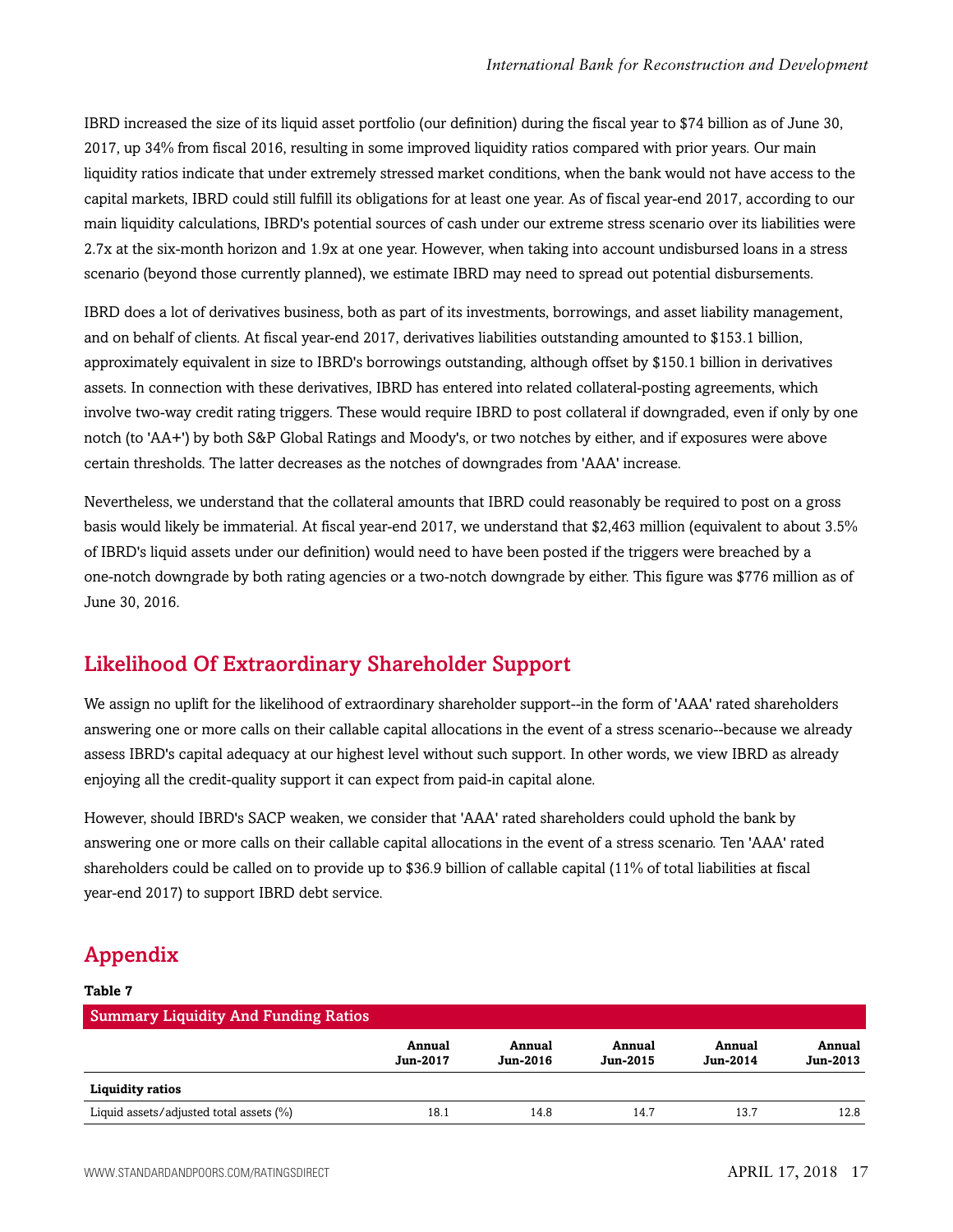IBRD increased the size of its liquid asset portfolio (our definition) during the fiscal year to $74 billion as of June 30, 2017, up 34% from fiscal 2016, resulting in some improved liquidity ratios compared with prior years. Our main liquidity ratios indicate that under extremely stressed market conditions, when the bank would not have access to the capital markets, IBRD could still fulfill its obligations for at least one year. As of fiscal year-end 2017, according to our main liquidity calculations, IBRD's potential sources of cash under our extreme stress scenario over its liabilities were 2.7x at the six-month horizon and 1.9x at one year. However, when taking into account undisbursed loans in a stress scenario (beyond those currently planned), we estimate IBRD may need to spread out potential disbursements.

IBRD does a lot of derivatives business, both as part of its investments, borrowings, and asset liability management, and on behalf of clients. At fiscal year-end 2017, derivatives liabilities outstanding amounted to $153.1 billion, approximately equivalent in size to IBRD's borrowings outstanding, although offset by $150.1 billion in derivatives assets. In connection with these derivatives, IBRD has entered into related collateral-posting agreements, which involve two-way credit rating triggers. These would require IBRD to post collateral if downgraded, even if only by one notch (to 'AA+') by both S&P Global Ratings and Moody's, or two notches by either, and if exposures were above certain thresholds. The latter decreases as the notches of downgrades from 'AAA' increase.

Nevertheless, we understand that the collateral amounts that IBRD could reasonably be required to post on a gross basis would likely be immaterial. At fiscal year-end 2017, we understand that $2,463 million (equivalent to about 3.5% of IBRD's liquid assets under our definition) would need to have been posted if the triggers were breached by a one-notch downgrade by both rating agencies or a two-notch downgrade by either. This figure was $776 million as of June 30, 2016.

## Likelihood Of Extraordinary Shareholder Support

We assign no uplift for the likelihood of extraordinary shareholder support--in the form of 'AAA' rated shareholders answering one or more calls on their callable capital allocations in the event of a stress scenario--because we already assess IBRD's capital adequacy at our highest level without such support. In other words, we view IBRD as already enjoying all the credit-quality support it can expect from paid-in capital alone.

However, should IBRD's SACP weaken, we consider that 'AAA' rated shareholders could uphold the bank by answering one or more calls on their callable capital allocations in the event of a stress scenario. Ten 'AAA' rated shareholders could be called on to provide up to $36.9 billion of callable capital (11% of total liabilities at fiscal year-end 2017) to support IBRD debt service.

## Appendix

**Table 7**

| Summary Liquidity And Funding Ratios | | | | | |
|---|---|---|---|---|---|
| | Annual Jun-2017 | Annual Jun-2016 | Annual Jun-2015 | Annual Jun-2014 | Annual Jun-2013 |
| **Liquidity ratios** | | | | | |
| Liquid assets/adjusted total assets (%) | 18.1 | 14.8 | 14.7 | 13.7 | 12.8 |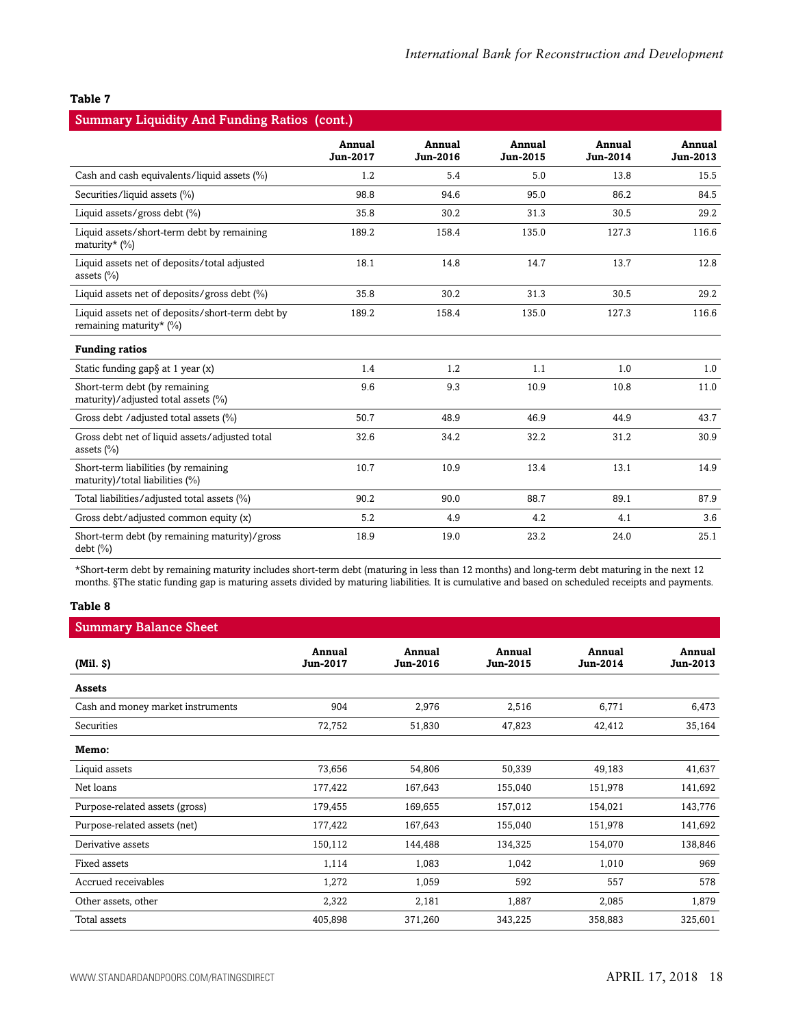**Table 7**

| Summary Liquidity And Funding Ratios (cont.) | Annual Jun-2017 | Annual Jun-2016 | Annual Jun-2015 | Annual Jun-2014 | Annual Jun-2013 |
|---|---|---|---|---|---|
| Cash and cash equivalents/liquid assets (%) | 1.2 | 5.4 | 5.0 | 13.8 | 15.5 |
| Securities/liquid assets (%) | 98.8 | 94.6 | 95.0 | 86.2 | 84.5 |
| Liquid assets/gross debt (%) | 35.8 | 30.2 | 31.3 | 30.5 | 29.2 |
| Liquid assets/short-term debt by remaining maturity* (%) | 189.2 | 158.4 | 135.0 | 127.3 | 116.6 |
| Liquid assets net of deposits/total adjusted assets (%) | 18.1 | 14.8 | 14.7 | 13.7 | 12.8 |
| Liquid assets net of deposits/gross debt (%) | 35.8 | 30.2 | 31.3 | 30.5 | 29.2 |
| Liquid assets net of deposits/short-term debt by remaining maturity* (%) | 189.2 | 158.4 | 135.0 | 127.3 | 116.6 |
| **Funding ratios** | | | | | |
| Static funding gap§ at 1 year (x) | 1.4 | 1.2 | 1.1 | 1.0 | 1.0 |
| Short-term debt (by remaining maturity)/adjusted total assets (%) | 9.6 | 9.3 | 10.9 | 10.8 | 11.0 |
| Gross debt /adjusted total assets (%) | 50.7 | 48.9 | 46.9 | 44.9 | 43.7 |
| Gross debt net of liquid assets/adjusted total assets (%) | 32.6 | 34.2 | 32.2 | 31.2 | 30.9 |
| Short-term liabilities (by remaining maturity)/total liabilities (%) | 10.7 | 10.9 | 13.4 | 13.1 | 14.9 |
| Total liabilities/adjusted total assets (%) | 90.2 | 90.0 | 88.7 | 89.1 | 87.9 |
| Gross debt/adjusted common equity (x) | 5.2 | 4.9 | 4.2 | 4.1 | 3.6 |
| Short-term debt (by remaining maturity)/gross debt (%) | 18.9 | 19.0 | 23.2 | 24.0 | 25.1 |

*Short-term debt by remaining maturity includes short-term debt (maturing in less than 12 months) and long-term debt maturing in the next 12 months. §The static funding gap is maturing assets divided by maturing liabilities. It is cumulative and based on scheduled receipts and payments.

**Table 8**

**Summary Balance Sheet**

| (Mil. $) | Annual Jun-2017 | Annual Jun-2016 | Annual Jun-2015 | Annual Jun-2014 | Annual Jun-2013 |
|---|---|---|---|---|---|
| **Assets** | | | | | |
| Cash and money market instruments | 904 | 2,976 | 2,516 | 6,771 | 6,473 |
| Securities | 72,752 | 51,830 | 47,823 | 42,412 | 35,164 |
| **Memo:** | | | | | |
| Liquid assets | 73,656 | 54,806 | 50,339 | 49,183 | 41,637 |
| Net loans | 177,422 | 167,643 | 155,040 | 151,978 | 141,692 |
| Purpose-related assets (gross) | 179,455 | 169,655 | 157,012 | 154,021 | 143,776 |
| Purpose-related assets (net) | 177,422 | 167,643 | 155,040 | 151,978 | 141,692 |
| Derivative assets | 150,112 | 144,488 | 134,325 | 154,070 | 138,846 |
| Fixed assets | 1,114 | 1,083 | 1,042 | 1,010 | 969 |
| Accrued receivables | 1,272 | 1,059 | 592 | 557 | 578 |
| Other assets, other | 2,322 | 2,181 | 1,887 | 2,085 | 1,879 |
| Total assets | 405,898 | 371,260 | 343,225 | 358,883 | 325,601 |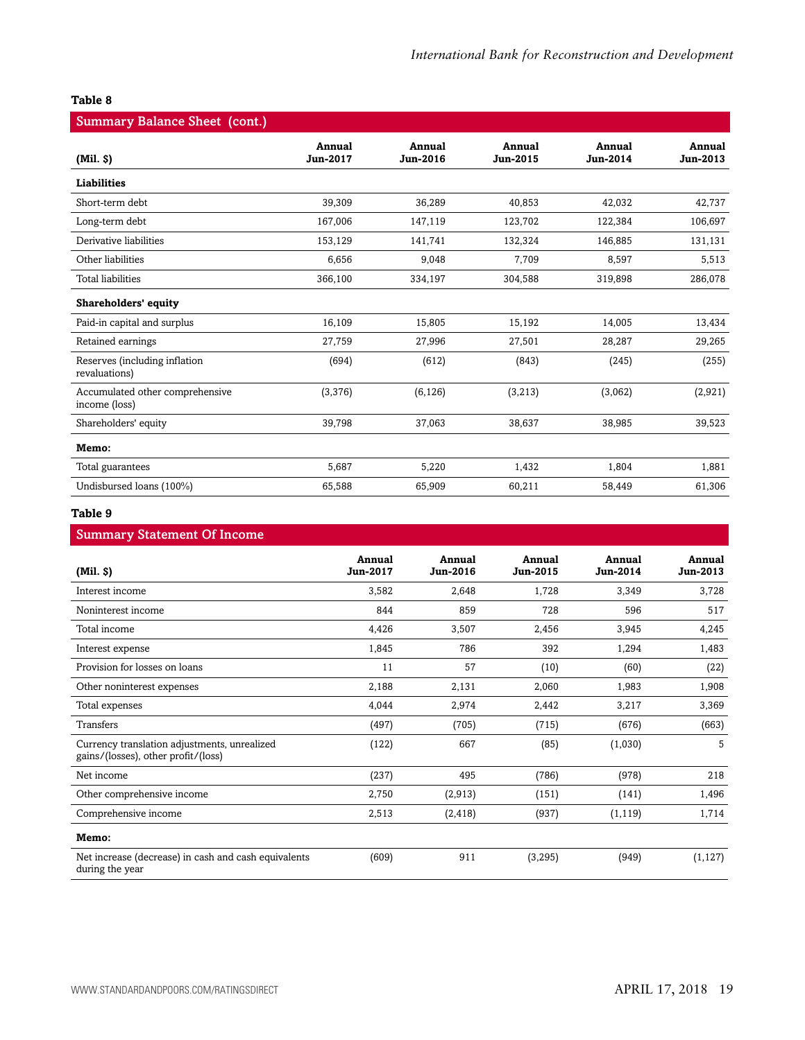**Table 8**

| Summary Balance Sheet (cont.) | | | | | |
|---|---|---|---|---|---|
| **(Mil. $)** | **Annual Jun-2017** | **Annual Jun-2016** | **Annual Jun-2015** | **Annual Jun-2014** | **Annual Jun-2013** |
| **Liabilities** | | | | | |
| Short-term debt | 39,309 | 36,289 | 40,853 | 42,032 | 42,737 |
| Long-term debt | 167,006 | 147,119 | 123,702 | 122,384 | 106,697 |
| Derivative liabilities | 153,129 | 141,741 | 132,324 | 146,885 | 131,131 |
| Other liabilities | 6,656 | 9,048 | 7,709 | 8,597 | 5,513 |
| Total liabilities | 366,100 | 334,197 | 304,588 | 319,898 | 286,078 |
| **Shareholders' equity** | | | | | |
| Paid-in capital and surplus | 16,109 | 15,805 | 15,192 | 14,005 | 13,434 |
| Retained earnings | 27,759 | 27,996 | 27,501 | 28,287 | 29,265 |
| Reserves (including inflation revaluations) | (694) | (612) | (843) | (245) | (255) |
| Accumulated other comprehensive income (loss) | (3,376) | (6,126) | (3,213) | (3,062) | (2,921) |
| Shareholders' equity | 39,798 | 37,063 | 38,637 | 38,985 | 39,523 |
| **Memo:** | | | | | |
| Total guarantees | 5,687 | 5,220 | 1,432 | 1,804 | 1,881 |
| Undisbursed loans (100%) | 65,588 | 65,909 | 60,211 | 58,449 | 61,306 |

**Table 9**

| Summary Statement Of Income | | | | | |
|---|---|---|---|---|---|
| **(Mil. $)** | **Annual Jun-2017** | **Annual Jun-2016** | **Annual Jun-2015** | **Annual Jun-2014** | **Annual Jun-2013** |
| Interest income | 3,582 | 2,648 | 1,728 | 3,349 | 3,728 |
| Noninterest income | 844 | 859 | 728 | 596 | 517 |
| Total income | 4,426 | 3,507 | 2,456 | 3,945 | 4,245 |
| Interest expense | 1,845 | 786 | 392 | 1,294 | 1,483 |
| Provision for losses on loans | 11 | 57 | (10) | (60) | (22) |
| Other noninterest expenses | 2,188 | 2,131 | 2,060 | 1,983 | 1,908 |
| Total expenses | 4,044 | 2,974 | 2,442 | 3,217 | 3,369 |
| Transfers | (497) | (705) | (715) | (676) | (663) |
| Currency translation adjustments, unrealized gains/(losses), other profit/(loss) | (122) | 667 | (85) | (1,030) | 5 |
| Net income | (237) | 495 | (786) | (978) | 218 |
| Other comprehensive income | 2,750 | (2,913) | (151) | (141) | 1,496 |
| Comprehensive income | 2,513 | (2,418) | (937) | (1,119) | 1,714 |
| **Memo:** | | | | | |
| Net increase (decrease) in cash and cash equivalents during the year | (609) | 911 | (3,295) | (949) | (1,127) |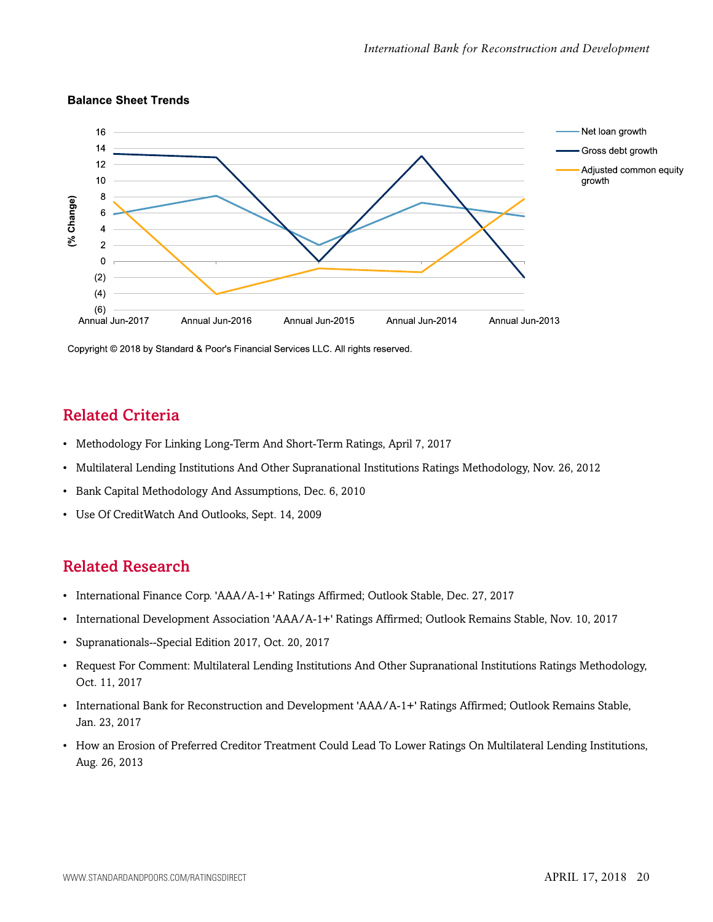**Balance Sheet Trends**

Copyright © 2018 by Standard & Poor's Financial Services LLC. All rights reserved.

## Related Criteria

- Methodology For Linking Long-Term And Short-Term Ratings, April 7, 2017
- Multilateral Lending Institutions And Other Supranational Institutions Ratings Methodology, Nov. 26, 2012
- Bank Capital Methodology And Assumptions, Dec. 6, 2010
- Use Of CreditWatch And Outlooks, Sept. 14, 2009

## Related Research

- International Finance Corp. 'AAA/A-1+' Ratings Affirmed; Outlook Stable, Dec. 27, 2017
- International Development Association 'AAA/A-1+' Ratings Affirmed; Outlook Remains Stable, Nov. 10, 2017
- Supranationals--Special Edition 2017, Oct. 20, 2017
- Request For Comment: Multilateral Lending Institutions And Other Supranational Institutions Ratings Methodology, Oct. 11, 2017
- International Bank for Reconstruction and Development 'AAA/A-1+' Ratings Affirmed; Outlook Remains Stable, Jan. 23, 2017
- How an Erosion of Preferred Creditor Treatment Could Lead To Lower Ratings On Multilateral Lending Institutions, Aug. 26, 2013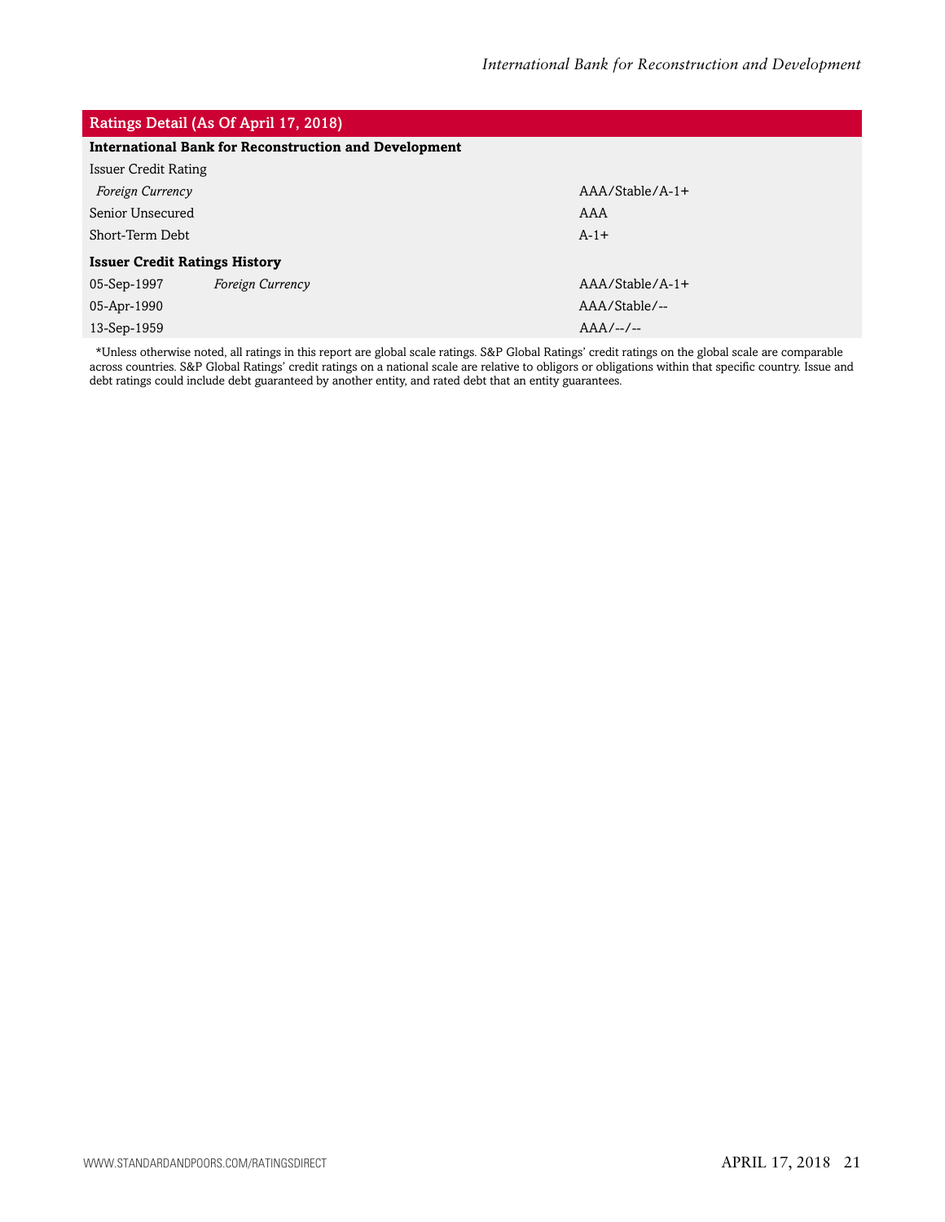| Ratings Detail (As Of April 17, 2018) | | |
|---|---|---|
| **International Bank for Reconstruction and Development** | | |
| Issuer Credit Rating | | |
| *Foreign Currency* | | AAA/Stable/A-1+ |
| Senior Unsecured | | AAA |
| Short-Term Debt | | A-1+ |
| **Issuer Credit Ratings History** | | |
| 05-Sep-1997 | *Foreign Currency* | AAA/Stable/A-1+ |
| 05-Apr-1990 | | AAA/Stable/-- |
| 13-Sep-1959 | | AAA/--/-- |

*Unless otherwise noted, all ratings in this report are global scale ratings. S&P Global Ratings' credit ratings on the global scale are comparable across countries. S&P Global Ratings' credit ratings on a national scale are relative to obligors or obligations within that specific country. Issue and debt ratings could include debt guaranteed by another entity, and rated debt that an entity guarantees.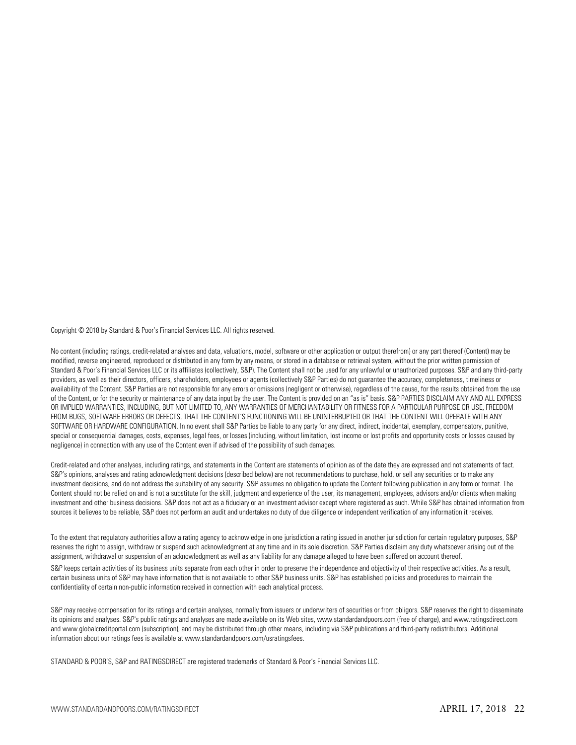Copyright © 2018 by Standard & Poor's Financial Services LLC. All rights reserved.

No content (including ratings, credit-related analyses and data, valuations, model, software or other application or output therefrom) or any part thereof (Content) may be modified, reverse engineered, reproduced or distributed in any form by any means, or stored in a database or retrieval system, without the prior written permission of Standard & Poor's Financial Services LLC or its affiliates (collectively, S&P). The Content shall not be used for any unlawful or unauthorized purposes. S&P and any third-party providers, as well as their directors, officers, shareholders, employees or agents (collectively S&P Parties) do not guarantee the accuracy, completeness, timeliness or availability of the Content. S&P Parties are not responsible for any errors or omissions (negligent or otherwise), regardless of the cause, for the results obtained from the use of the Content, or for the security or maintenance of any data input by the user. The Content is provided on an "as is" basis. S&P PARTIES DISCLAIM ANY AND ALL EXPRESS OR IMPLIED WARRANTIES, INCLUDING, BUT NOT LIMITED TO, ANY WARRANTIES OF MERCHANTABILITY OR FITNESS FOR A PARTICULAR PURPOSE OR USE, FREEDOM FROM BUGS, SOFTWARE ERRORS OR DEFECTS, THAT THE CONTENT'S FUNCTIONING WILL BE UNINTERRUPTED OR THAT THE CONTENT WILL OPERATE WITH ANY SOFTWARE OR HARDWARE CONFIGURATION. In no event shall S&P Parties be liable to any party for any direct, indirect, incidental, exemplary, compensatory, punitive, special or consequential damages, costs, expenses, legal fees, or losses (including, without limitation, lost income or lost profits and opportunity costs or losses caused by negligence) in connection with any use of the Content even if advised of the possibility of such damages.

Credit-related and other analyses, including ratings, and statements in the Content are statements of opinion as of the date they are expressed and not statements of fact. S&P's opinions, analyses and rating acknowledgment decisions (described below) are not recommendations to purchase, hold, or sell any securities or to make any investment decisions, and do not address the suitability of any security. S&P assumes no obligation to update the Content following publication in any form or format. The Content should not be relied on and is not a substitute for the skill, judgment and experience of the user, its management, employees, advisors and/or clients when making investment and other business decisions. S&P does not act as a fiduciary or an investment advisor except where registered as such. While S&P has obtained information from sources it believes to be reliable, S&P does not perform an audit and undertakes no duty of due diligence or independent verification of any information it receives.

To the extent that regulatory authorities allow a rating agency to acknowledge in one jurisdiction a rating issued in another jurisdiction for certain regulatory purposes, S&P reserves the right to assign, withdraw or suspend such acknowledgment at any time and in its sole discretion. S&P Parties disclaim any duty whatsoever arising out of the assignment, withdrawal or suspension of an acknowledgment as well as any liability for any damage alleged to have been suffered on account thereof.

S&P keeps certain activities of its business units separate from each other in order to preserve the independence and objectivity of their respective activities. As a result, certain business units of S&P may have information that is not available to other S&P business units. S&P has established policies and procedures to maintain the confidentiality of certain non-public information received in connection with each analytical process.

S&P may receive compensation for its ratings and certain analyses, normally from issuers or underwriters of securities or from obligors. S&P reserves the right to disseminate its opinions and analyses. S&P's public ratings and analyses are made available on its Web sites, www.standardandpoors.com (free of charge), and www.ratingsdirect.com and www.globalcreditportal.com (subscription), and may be distributed through other means, including via S&P publications and third-party redistributors. Additional information about our ratings fees is available at www.standardandpoors.com/usratingsfees.

STANDARD & POOR'S, S&P and RATINGSDIRECT are registered trademarks of Standard & Poor's Financial Services LLC.